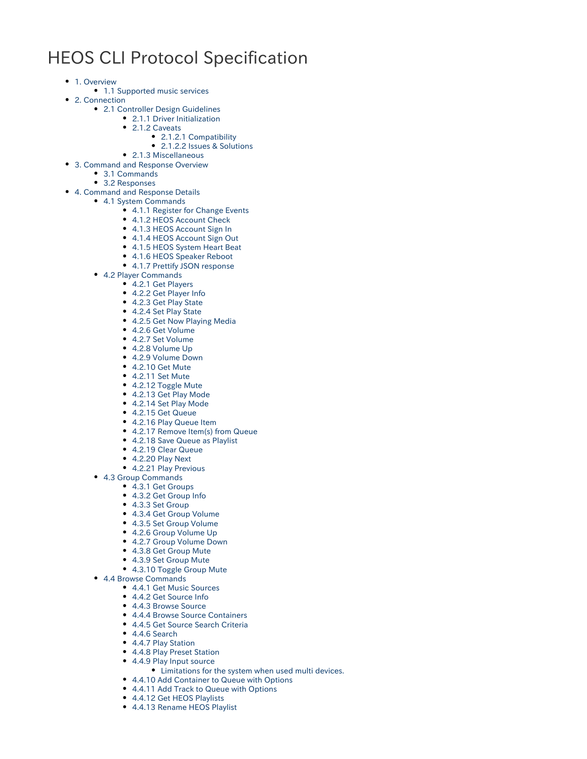# HEOS CLI Protocol Specification

- 1. Overview
  - 1.1 Supported music services
- 2. Connection
  - 2.1 Controller Design Guidelines
    - 2.1.1 Driver Initialization
    - 2.1.2 Caveats
      - 2.1.2.1 Compatibility
      - 2.1.2.2 Issues & Solutions
    - 2.1.3 Miscellaneous
- 3. Command and Response Overview
  - 3.1 Commands
  - 3.2 Responses
- 4. Command and Response Details
  - 4.1 System Commands
    - 4.1.1 Register for Change Events
    - 4.1.2 HEOS Account Check
    - 4.1.3 HEOS Account Sign In
    - 4.1.4 HEOS Account Sign Out
    - 4.1.5 HEOS System Heart Beat
    - 4.1.6 HEOS Speaker Reboot
    - 4.1.7 Prettify JSON response
  - 4.2 Player Commands
    - 4.2.1 Get Players
    - 4.2.2 Get Player Info
    - 4.2.3 Get Play State
    - 4.2.4 Set Play State
    - 4.2.5 Get Now Playing Media
    - 4.2.6 Get Volume
    - 4.2.7 Set Volume
    - 4.2.8 Volume Up
    - 4.2.9 Volume Down
    - 4.2.10 Get Mute
    - 4.2.11 Set Mute
    - 4.2.12 Toggle Mute
    - 4.2.13 Get Play Mode
    - 4.2.14 Set Play Mode
    - 4.2.15 Get Queue
    - 4.2.16 Play Queue Item
    - 4.2.17 Remove Item(s) from Queue
    - 4.2.18 Save Queue as Playlist
    - 4.2.19 Clear Queue
    - 4.2.20 Play Next
    - 4.2.21 Play Previous
  - 4.3 Group Commands
    - 4.3.1 Get Groups
    - 4.3.2 Get Group Info
    - 4.3.3 Set Group
    - 4.3.4 Get Group Volume
    - 4.3.5 Set Group Volume
    - 4.2.6 Group Volume Up
    - 4.2.7 Group Volume Down
    - 4.3.8 Get Group Mute
    - 4.3.9 Set Group Mute
    - 4.3.10 Toggle Group Mute
  - 4.4 Browse Commands
    - 4.4.1 Get Music Sources
    - 4.4.2 Get Source Info
    - 4.4.3 Browse Source
    - 4.4.4 Browse Source Containers
    - 4.4.5 Get Source Search Criteria
    - 4.4.6 Search
    - 4.4.7 Play Station
    - 4.4.8 Play Preset Station
    - 4.4.9 Play Input source
      - Limitations for the system when used multi devices.
    - 4.4.10 Add Container to Queue with Options
    - 4.4.11 Add Track to Queue with Options
    - 4.4.12 Get HEOS Playlists
    - 4.4.13 Rename HEOS Playlist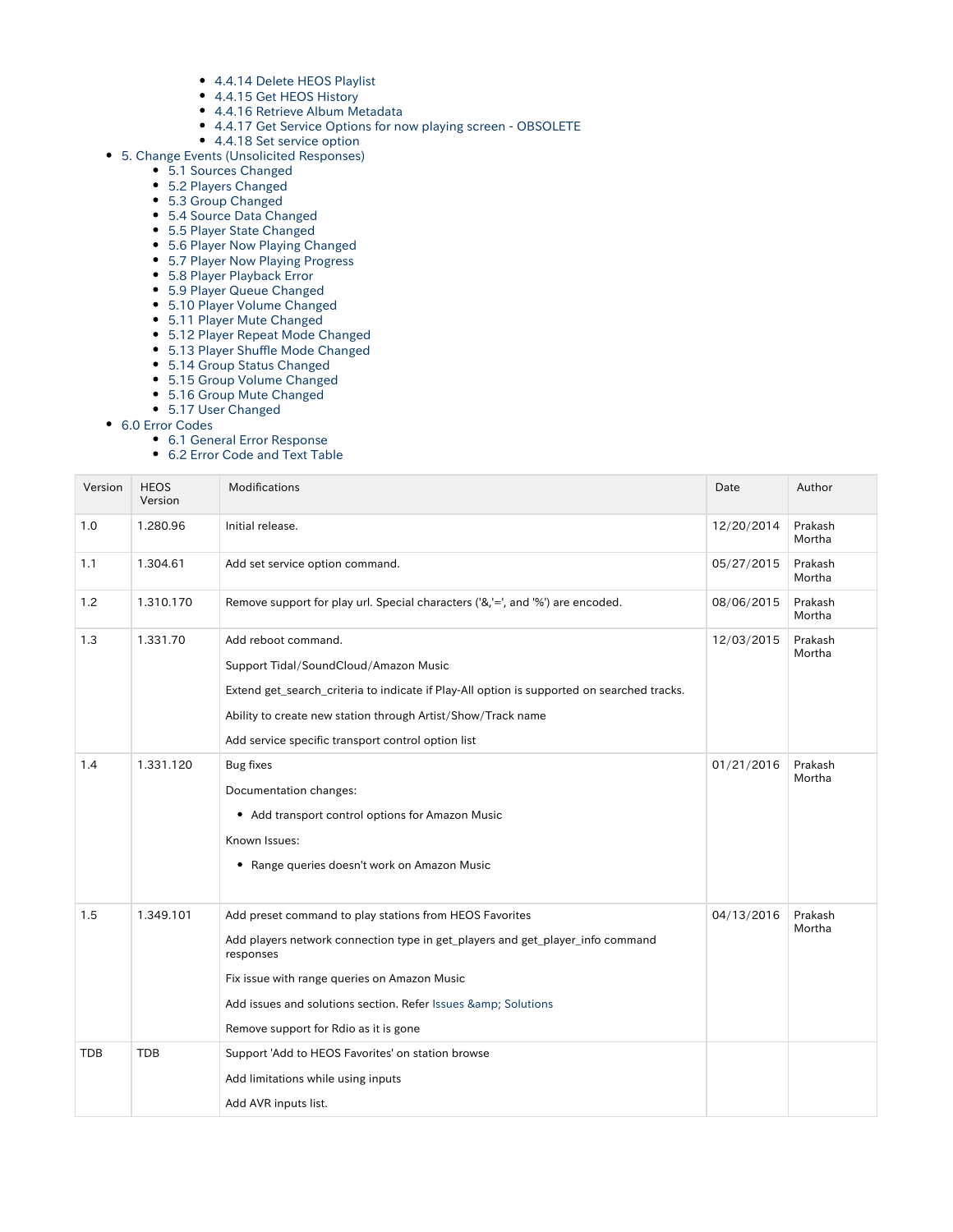- 4.4.14 Delete HEOS Playlist
- 4.4.15 Get HEOS History
- 4.4.16 Retrieve Album Metadata
- 4.4.17 Get Service Options for now playing screen - OBSOLETE
- 4.4.18 Set service option

- 5. Change Events (Unsolicited Responses)
  - 5.1 Sources Changed
  - 5.2 Players Changed
  - 5.3 Group Changed
  - 5.4 Source Data Changed
  - 5.5 Player State Changed
  - 5.6 Player Now Playing Changed
  - 5.7 Player Now Playing Progress
  - 5.8 Player Playback Error
  - 5.9 Player Queue Changed
  - 5.10 Player Volume Changed
  - 5.11 Player Mute Changed
  - 5.12 Player Repeat Mode Changed
  - 5.13 Player Shuffle Mode Changed
  - 5.14 Group Status Changed
  - 5.15 Group Volume Changed
  - 5.16 Group Mute Changed
  - 5.17 User Changed
- 6.0 Error Codes
  - 6.1 General Error Response
  - 6.2 Error Code and Text Table

| Version | HEOS Version | Modifications | Date | Author |
|---|---|---|---|---|
| 1.0 | 1.280.96 | Initial release. | 12/20/2014 | Prakash Mortha |
| 1.1 | 1.304.61 | Add set service option command. | 05/27/2015 | Prakash Mortha |
| 1.2 | 1.310.170 | Remove support for play url. Special characters ('&,'=', and '%') are encoded. | 08/06/2015 | Prakash Mortha |
| 1.3 | 1.331.70 | Add reboot command.<br>Support Tidal/SoundCloud/Amazon Music<br>Extend get_search_criteria to indicate if Play-All option is supported on searched tracks.<br>Ability to create new station through Artist/Show/Track name<br>Add service specific transport control option list | 12/03/2015 | Prakash Mortha |
| 1.4 | 1.331.120 | Bug fixes<br>Documentation changes:<br>• Add transport control options for Amazon Music<br>Known Issues:<br>• Range queries doesn't work on Amazon Music | 01/21/2016 | Prakash Mortha |
| 1.5 | 1.349.101 | Add preset command to play stations from HEOS Favorites<br>Add players network connection type in get_players and get_player_info command responses<br>Fix issue with range queries on Amazon Music<br>Add issues and solutions section. Refer Issues &amp; Solutions<br>Remove support for Rdio as it is gone | 04/13/2016 | Prakash Mortha |
| TDB | TDB | Support 'Add to HEOS Favorites' on station browse<br>Add limitations while using inputs<br>Add AVR inputs list. | | |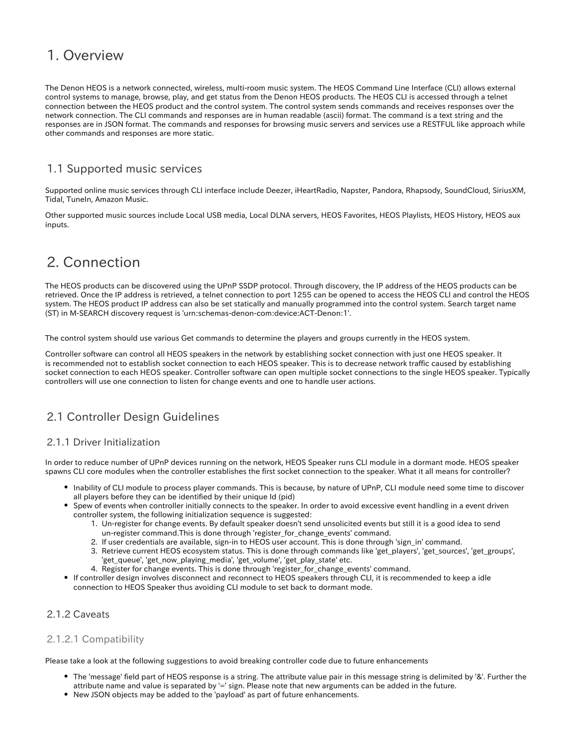# 1. Overview

The Denon HEOS is a network connected, wireless, multi-room music system. The HEOS Command Line Interface (CLI) allows external control systems to manage, browse, play, and get status from the Denon HEOS products. The HEOS CLI is accessed through a telnet connection between the HEOS product and the control system. The control system sends commands and receives responses over the network connection. The CLI commands and responses are in human readable (ascii) format. The command is a text string and the responses are in JSON format. The commands and responses for browsing music servers and services use a RESTFUL like approach while other commands and responses are more static.

## 1.1 Supported music services

Supported online music services through CLI interface include Deezer, iHeartRadio, Napster, Pandora, Rhapsody, SoundCloud, SiriusXM, Tidal, TuneIn, Amazon Music.

Other supported music sources include Local USB media, Local DLNA servers, HEOS Favorites, HEOS Playlists, HEOS History, HEOS aux inputs.

# 2. Connection

The HEOS products can be discovered using the UPnP SSDP protocol. Through discovery, the IP address of the HEOS products can be retrieved. Once the IP address is retrieved, a telnet connection to port 1255 can be opened to access the HEOS CLI and control the HEOS system. The HEOS product IP address can also be set statically and manually programmed into the control system. Search target name (ST) in M-SEARCH discovery request is 'urn:schemas-denon-com:device:ACT-Denon:1'.

The control system should use various Get commands to determine the players and groups currently in the HEOS system.

Controller software can control all HEOS speakers in the network by establishing socket connection with just one HEOS speaker. It is recommended not to establish socket connection to each HEOS speaker. This is to decrease network traffic caused by establishing socket connection to each HEOS speaker. Controller software can open multiple socket connections to the single HEOS speaker. Typically controllers will use one connection to listen for change events and one to handle user actions.

## 2.1 Controller Design Guidelines

### 2.1.1 Driver Initialization

In order to reduce number of UPnP devices running on the network, HEOS Speaker runs CLI module in a dormant mode. HEOS speaker spawns CLI core modules when the controller establishes the first socket connection to the speaker. What it all means for controller?

- Inability of CLI module to process player commands. This is because, by nature of UPnP, CLI module need some time to discover all players before they can be identified by their unique Id (pid)
- Spew of events when controller initially connects to the speaker. In order to avoid excessive event handling in a event driven controller system, the following initialization sequence is suggested:
  1. Un-register for change events. By default speaker doesn't send unsolicited events but still it is a good idea to send un-register command.This is done through 'register_for_change_events' command.
  2. If user credentials are available, sign-in to HEOS user account. This is done through 'sign_in' command.
  3. Retrieve current HEOS ecosystem status. This is done through commands like 'get_players', 'get_sources', 'get_groups', 'get_queue', 'get_now_playing_media', 'get_volume', 'get_play_state' etc.
  4. Register for change events. This is done through 'register_for_change_events' command.
- If controller design involves disconnect and reconnect to HEOS speakers through CLI, it is recommended to keep a idle connection to HEOS Speaker thus avoiding CLI module to set back to dormant mode.

### 2.1.2 Caveats

#### 2.1.2.1 Compatibility

Please take a look at the following suggestions to avoid breaking controller code due to future enhancements

- The 'message' field part of HEOS response is a string. The attribute value pair in this message string is delimited by '&'. Further the attribute name and value is separated by '=' sign. Please note that new arguments can be added in the future.
- New JSON objects may be added to the 'payload' as part of future enhancements.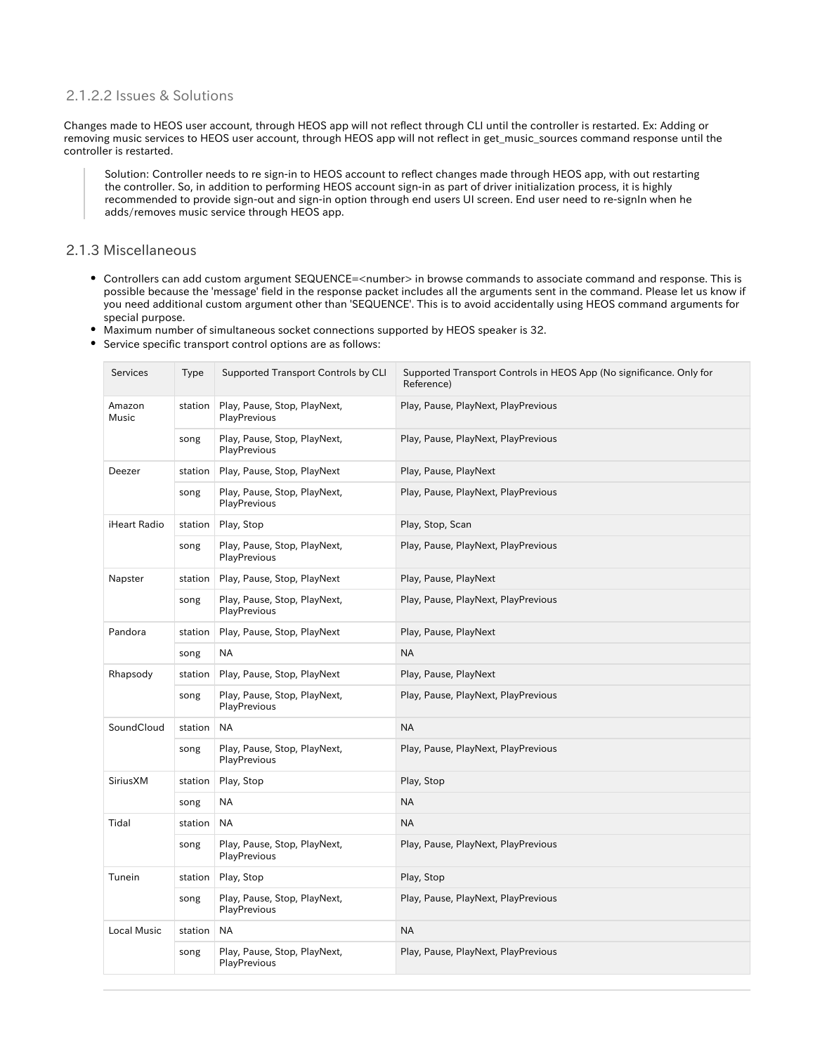### 2.1.2.2 Issues & Solutions

Changes made to HEOS user account, through HEOS app will not reflect through CLI until the controller is restarted. Ex: Adding or removing music services to HEOS user account, through HEOS app will not reflect in get_music_sources command response until the controller is restarted.

> Solution: Controller needs to re sign-in to HEOS account to reflect changes made through HEOS app, with out restarting the controller. So, in addition to performing HEOS account sign-in as part of driver initialization process, it is highly recommended to provide sign-out and sign-in option through end users UI screen. End user need to re-signIn when he adds/removes music service through HEOS app.

## 2.1.3 Miscellaneous

- Controllers can add custom argument SEQUENCE=<number> in browse commands to associate command and response. This is possible because the 'message' field in the response packet includes all the arguments sent in the command. Please let us know if you need additional custom argument other than 'SEQUENCE'. This is to avoid accidentally using HEOS command arguments for special purpose.
- Maximum number of simultaneous socket connections supported by HEOS speaker is 32.
- Service specific transport control options are as follows:

| Services | Type | Supported Transport Controls by CLI | Supported Transport Controls in HEOS App (No significance. Only for Reference) |
|---|---|---|---|
| Amazon Music | station | Play, Pause, Stop, PlayNext, PlayPrevious | Play, Pause, PlayNext, PlayPrevious |
| | song | Play, Pause, Stop, PlayNext, PlayPrevious | Play, Pause, PlayNext, PlayPrevious |
| Deezer | station | Play, Pause, Stop, PlayNext | Play, Pause, PlayNext |
| | song | Play, Pause, Stop, PlayNext, PlayPrevious | Play, Pause, PlayNext, PlayPrevious |
| iHeart Radio | station | Play, Stop | Play, Stop, Scan |
| | song | Play, Pause, Stop, PlayNext, PlayPrevious | Play, Pause, PlayNext, PlayPrevious |
| Napster | station | Play, Pause, Stop, PlayNext | Play, Pause, PlayNext |
| | song | Play, Pause, Stop, PlayNext, PlayPrevious | Play, Pause, PlayNext, PlayPrevious |
| Pandora | station | Play, Pause, Stop, PlayNext | Play, Pause, PlayNext |
| | song | NA | NA |
| Rhapsody | station | Play, Pause, Stop, PlayNext | Play, Pause, PlayNext |
| | song | Play, Pause, Stop, PlayNext, PlayPrevious | Play, Pause, PlayNext, PlayPrevious |
| SoundCloud | station | NA | NA |
| | song | Play, Pause, Stop, PlayNext, PlayPrevious | Play, Pause, PlayNext, PlayPrevious |
| SiriusXM | station | Play, Stop | Play, Stop |
| | song | NA | NA |
| Tidal | station | NA | NA |
| | song | Play, Pause, Stop, PlayNext, PlayPrevious | Play, Pause, PlayNext, PlayPrevious |
| Tunein | station | Play, Stop | Play, Stop |
| | song | Play, Pause, Stop, PlayNext, PlayPrevious | Play, Pause, PlayNext, PlayPrevious |
| Local Music | station | NA | NA |
| | song | Play, Pause, Stop, PlayNext, PlayPrevious | Play, Pause, PlayNext, PlayPrevious |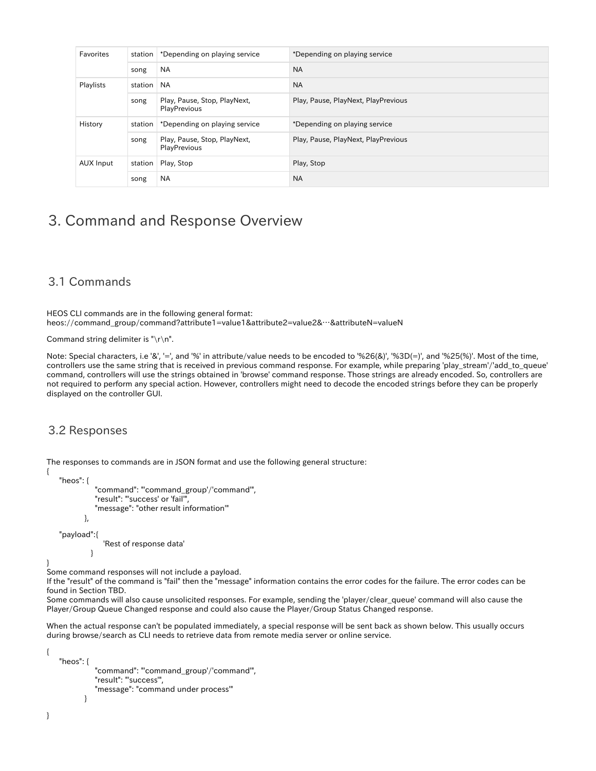| Favorites | station | *Depending on playing service | *Depending on playing service |
| --- | --- | --- | --- |
| | song | NA | NA |
| Playlists | station | NA | NA |
| | song | Play, Pause, Stop, PlayNext, PlayPrevious | Play, Pause, PlayNext, PlayPrevious |
| History | station | *Depending on playing service | *Depending on playing service |
| | song | Play, Pause, Stop, PlayNext, PlayPrevious | Play, Pause, PlayNext, PlayPrevious |
| AUX Input | station | Play, Stop | Play, Stop |
| | song | NA | NA |

# 3. Command and Response Overview

## 3.1 Commands

HEOS CLI commands are in the following general format:
heos://command_group/command?attribute1=value1&attribute2=value2&…&attributeN=valueN

Command string delimiter is "\r\n".

Note: Special characters, i.e '&', '=', and '%' in attribute/value needs to be encoded to '%26(&)', '%3D(=)', and '%25(%)'. Most of the time, controllers use the same string that is received in previous command response. For example, while preparing 'play_stream'/'add_to_queue' command, controllers will use the strings obtained in 'browse' command response. Those strings are already encoded. So, controllers are not required to perform any special action. However, controllers might need to decode the encoded strings before they can be properly displayed on the controller GUI.

## 3.2 Responses

The responses to commands are in JSON format and use the following general structure:

```
{
    "heos": {
                "command": "'command_group'/'command'",
                "result": "'success' or 'fail'",
                "message": "other result information'"
            },
    "payload":{
                  'Rest of response data'
              }
}
```

Some command responses will not include a payload.
If the "result" of the command is "fail" then the "message" information contains the error codes for the failure. The error codes can be found in Section TBD.
Some commands will also cause unsolicited responses. For example, sending the 'player/clear_queue' command will also cause the Player/Group Queue Changed response and could also cause the Player/Group Status Changed response.

When the actual response can't be populated immediately, a special response will be sent back as shown below. This usually occurs during browse/search as CLI needs to retrieve data from remote media server or online service.

```
{
    "heos": {
                "command": "'command_group'/'command'",
                "result": "'success'",
                "message": "command under process'"
            }
}
```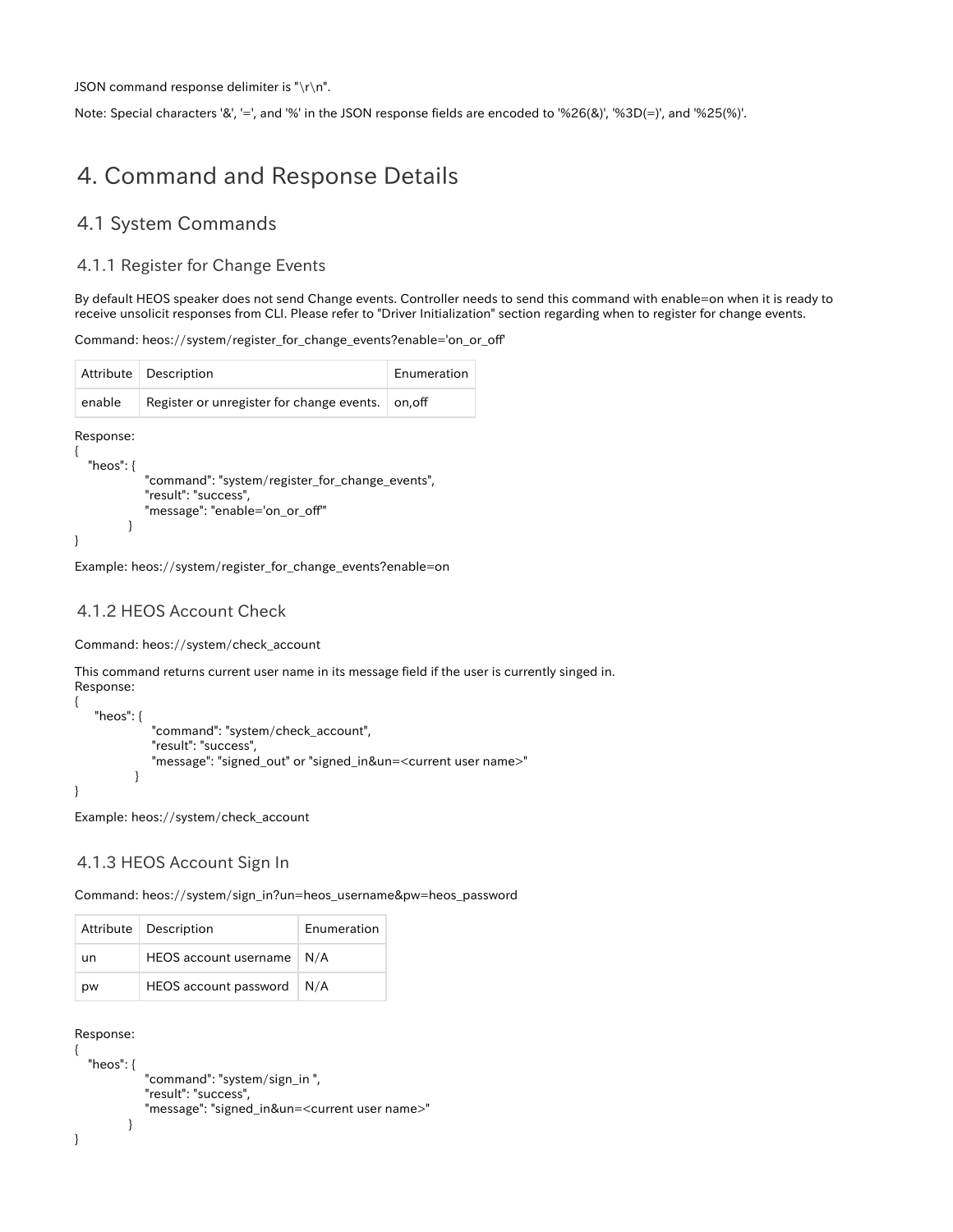JSON command response delimiter is "\r\n".

Note: Special characters '&', '=', and '%' in the JSON response fields are encoded to '%26(&)', '%3D(=)', and '%25(%)'.

# 4. Command and Response Details

## 4.1 System Commands

### 4.1.1 Register for Change Events

By default HEOS speaker does not send Change events. Controller needs to send this command with enable=on when it is ready to receive unsolicit responses from CLI. Please refer to "Driver Initialization" section regarding when to register for change events.

Command: heos://system/register_for_change_events?enable='on_or_off'

| Attribute | Description | Enumeration |
|---|---|---|
| enable | Register or unregister for change events. | on,off |

Response:

```
{
   "heos": {
               "command": "system/register_for_change_events",
               "result": "success",
               "message": "enable='on_or_off'"
           }
}
```

Example: heos://system/register_for_change_events?enable=on

### 4.1.2 HEOS Account Check

Command: heos://system/check_account

This command returns current user name in its message field if the user is currently singed in.

Response:

```
{
     "heos": {
                 "command": "system/check_account",
                 "result": "success",
                 "message": "signed_out" or "signed_in&un=<current user name>"
             }
}
```

Example: heos://system/check_account

### 4.1.3 HEOS Account Sign In

Command: heos://system/sign_in?un=heos_username&pw=heos_password

| Attribute | Description | Enumeration |
|---|---|---|
| un | HEOS account username | N/A |
| pw | HEOS account password | N/A |

Response:

```
{
   "heos": {
               "command": "system/sign_in ",
               "result": "success",
               "message": "signed_in&un=<current user name>"
           }
}
```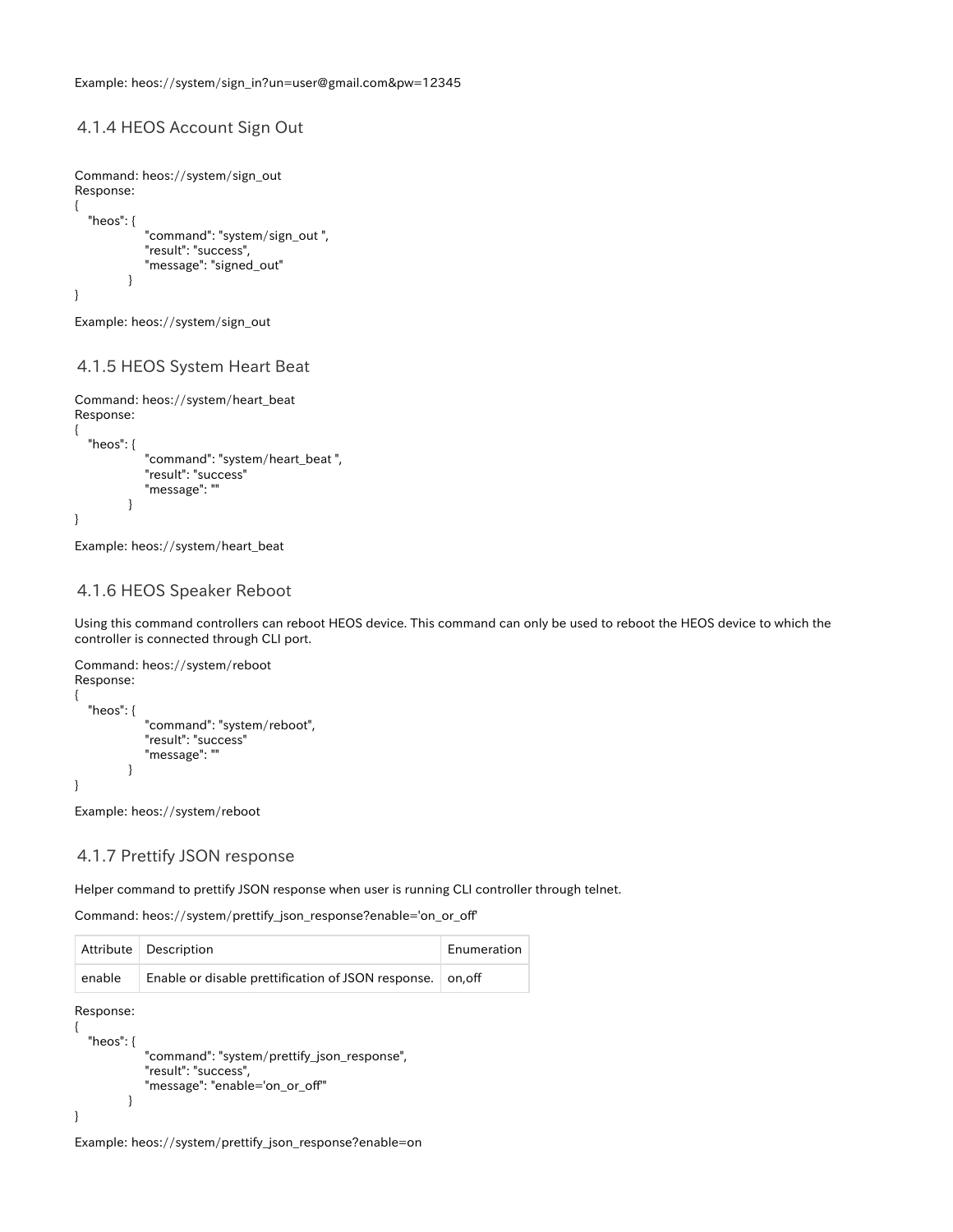Example: heos://system/sign_in?un=user@gmail.com&pw=12345

### 4.1.4 HEOS Account Sign Out

Command: heos://system/sign_out
Response:

```
{
   "heos": {
               "command": "system/sign_out ",
               "result": "success",
               "message": "signed_out"
           }
}
```

Example: heos://system/sign_out

### 4.1.5 HEOS System Heart Beat

Command: heos://system/heart_beat
Response:

```
{
   "heos": {
               "command": "system/heart_beat ",
               "result": "success"
               "message": ""
           }
}
```

Example: heos://system/heart_beat

### 4.1.6 HEOS Speaker Reboot

Using this command controllers can reboot HEOS device. This command can only be used to reboot the HEOS device to which the controller is connected through CLI port.

Command: heos://system/reboot
Response:

```
{
   "heos": {
               "command": "system/reboot",
               "result": "success"
               "message": ""
           }
}
```

Example: heos://system/reboot

### 4.1.7 Prettify JSON response

Helper command to prettify JSON response when user is running CLI controller through telnet.

Command: heos://system/prettify_json_response?enable='on_or_off'

| Attribute | Description | Enumeration |
| --- | --- | --- |
| enable | Enable or disable prettification of JSON response. | on,off |

Response:

```
{
   "heos": {
               "command": "system/prettify_json_response",
               "result": "success",
               "message": "enable='on_or_off'"
           }
}
```

Example: heos://system/prettify_json_response?enable=on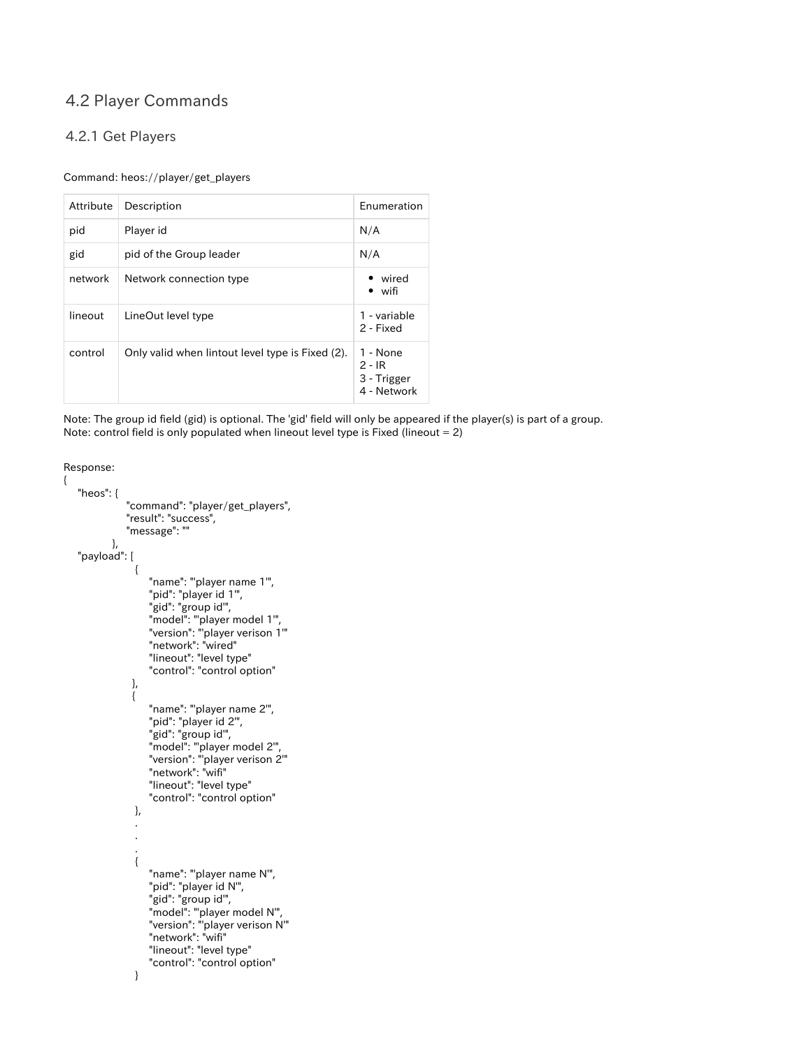## 4.2 Player Commands

### 4.2.1 Get Players

Command: heos://player/get_players

| Attribute | Description | Enumeration |
|---|---|---|
| pid | Player id | N/A |
| gid | pid of the Group leader | N/A |
| network | Network connection type | • wired<br>• wifi |
| lineout | LineOut level type | 1 - variable<br>2 - Fixed |
| control | Only valid when lintout level type is Fixed (2). | 1 - None<br>2 - IR<br>3 - Trigger<br>4 - Network |

Note: The group id field (gid) is optional. The 'gid' field will only be appeared if the player(s) is part of a group.
Note: control field is only populated when lineout level type is Fixed (lineout = 2)

Response:

```
{
    "heos": {
                "command": "player/get_players",
                "result": "success",
                "message": ""
            },
    "payload": [
                  {
                     "name": "'player name 1'",
                     "pid": "player id 1'",
                     "gid": "group id'",
                     "model": "'player model 1'",
                     "version": "'player verison 1'"
                     "network": "wired"
                     "lineout": "level type"
                     "control": "control option"
                  },
                  {
                     "name": "'player name 2'",
                     "pid": "player id 2'",
                     "gid": "group id'",
                     "model": "'player model 2'",
                     "version": "'player verison 2'"
                     "network": "wifi"
                     "lineout": "level type"
                     "control": "control option"
                  },
                  .
                  .
                  .
                  {
                     "name": "'player name N'",
                     "pid": "player id N'",
                     "gid": "group id'",
                     "model": "'player model N'",
                     "version": "'player verison N'"
                     "network": "wifi"
                     "lineout": "level type"
                     "control": "control option"
                  }
```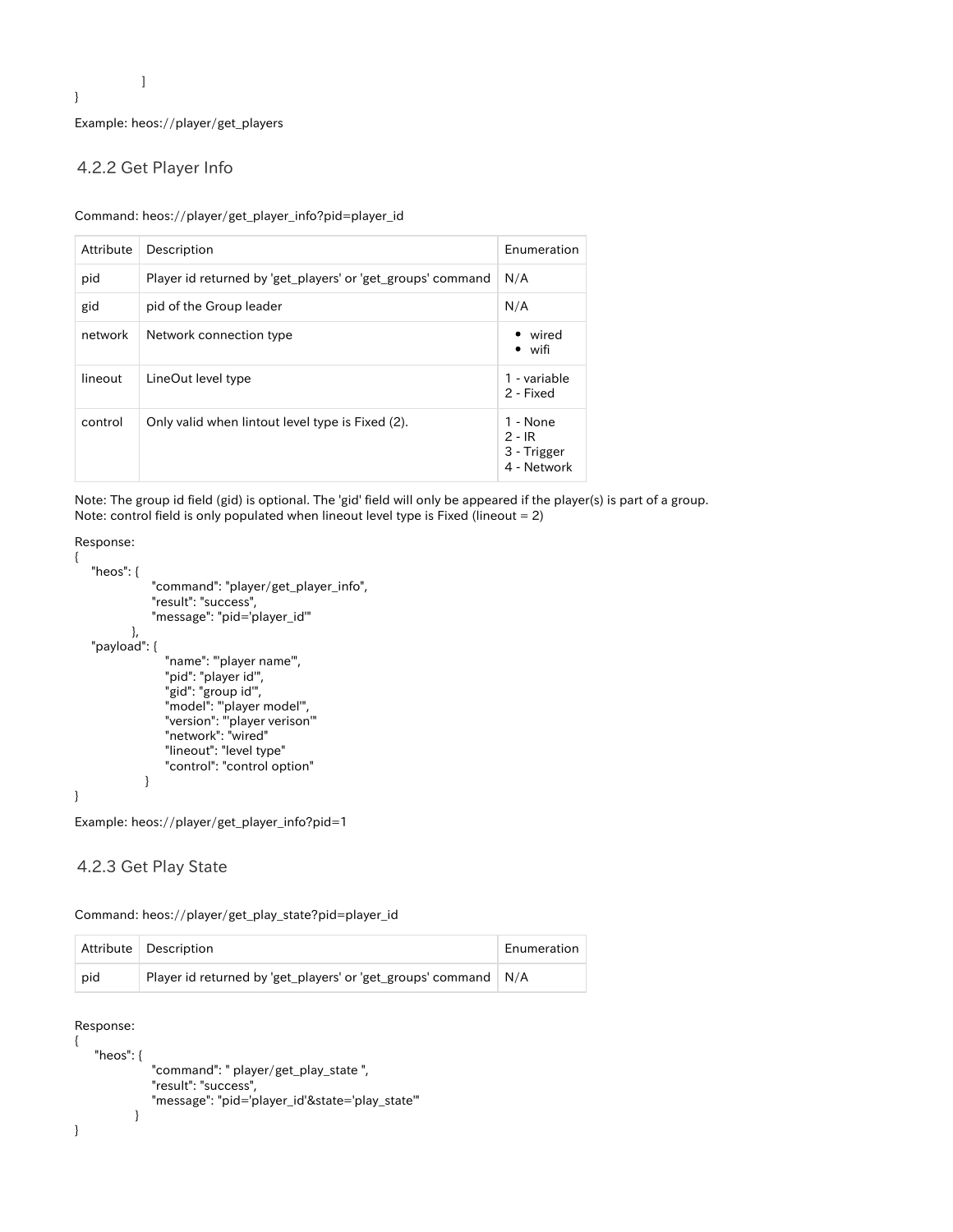```
        ]
}
```

Example: heos://player/get_players

### 4.2.2 Get Player Info

Command: heos://player/get_player_info?pid=player_id

| Attribute | Description | Enumeration |
| --- | --- | --- |
| pid | Player id returned by 'get_players' or 'get_groups' command | N/A |
| gid | pid of the Group leader | N/A |
| network | Network connection type | • wired<br>• wifi |
| lineout | LineOut level type | 1 - variable<br>2 - Fixed |
| control | Only valid when lintout level type is Fixed (2). | 1 - None<br>2 - IR<br>3 - Trigger<br>4 - Network |

Note: The group id field (gid) is optional. The 'gid' field will only be appeared if the player(s) is part of a group.
Note: control field is only populated when lineout level type is Fixed (lineout = 2)

Response:

```
{
    "heos": {
                "command": "player/get_player_info",
                "result": "success",
                "message": "pid='player_id'"
            },
    "payload": {
                    "name": "'player name'",
                    "pid": "player id'",
                    "gid": "group id'",
                    "model": "'player model'",
                    "version": "'player verison'"
                    "network": "wired"
                    "lineout": "level type"
                    "control": "control option"
                }
}
```

Example: heos://player/get_player_info?pid=1

### 4.2.3 Get Play State

Command: heos://player/get_play_state?pid=player_id

| Attribute | Description | Enumeration |
| --- | --- | --- |
| pid | Player id returned by 'get_players' or 'get_groups' command | N/A |

Response:

```
{
    "heos": {
                "command": " player/get_play_state ",
                "result": "success",
                "message": "pid='player_id'&state='play_state'"
            }
}
```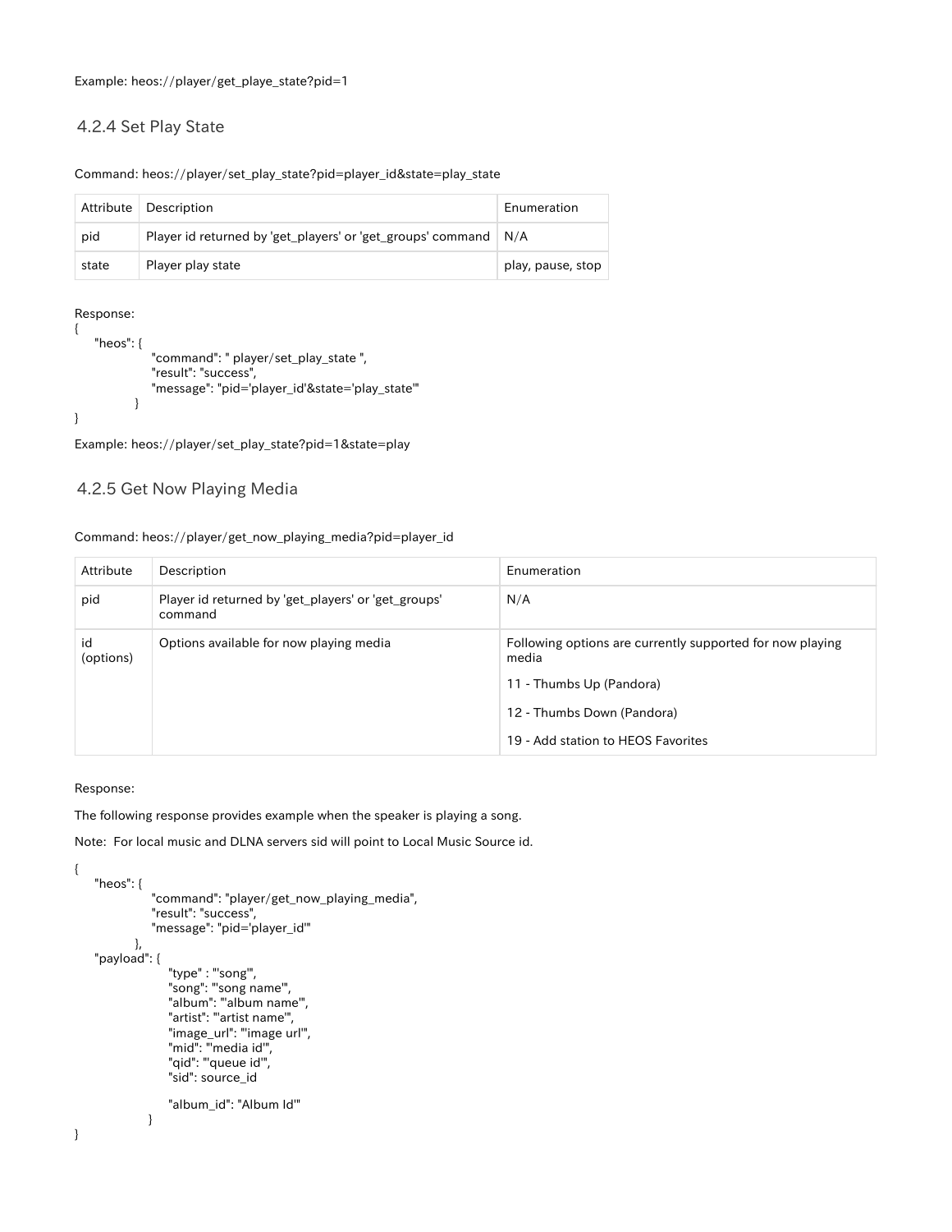Example: heos://player/get_playe_state?pid=1

### 4.2.4 Set Play State

Command: heos://player/set_play_state?pid=player_id&state=play_state

| Attribute | Description | Enumeration |
| --- | --- | --- |
| pid | Player id returned by 'get_players' or 'get_groups' command | N/A |
| state | Player play state | play, pause, stop |

Response:

```
{
    "heos": {
                "command": " player/set_play_state ",
                "result": "success",
                "message": "pid='player_id'&state='play_state'"
            }
}
```

Example: heos://player/set_play_state?pid=1&state=play

### 4.2.5 Get Now Playing Media

Command: heos://player/get_now_playing_media?pid=player_id

| Attribute | Description | Enumeration |
| --- | --- | --- |
| pid | Player id returned by 'get_players' or 'get_groups' command | N/A |
| id (options) | Options available for now playing media | Following options are currently supported for now playing media<br>11 - Thumbs Up (Pandora)<br>12 - Thumbs Down (Pandora)<br>19 - Add station to HEOS Favorites |

Response:

The following response provides example when the speaker is playing a song.

Note: For local music and DLNA servers sid will point to Local Music Source id.

```
{
    "heos": {
                "command": "player/get_now_playing_media",
                "result": "success",
                "message": "pid='player_id'"
            },
    "payload": {
                    "type" : "'song'",
                    "song": "'song name'",
                    "album": "'album name'",
                    "artist": "'artist name'",
                    "image_url": "'image url'",
                    "mid": "'media id'",
                    "qid": "'queue id'",
                    "sid": source_id

                    "album_id": "Album Id'"
                }
}
```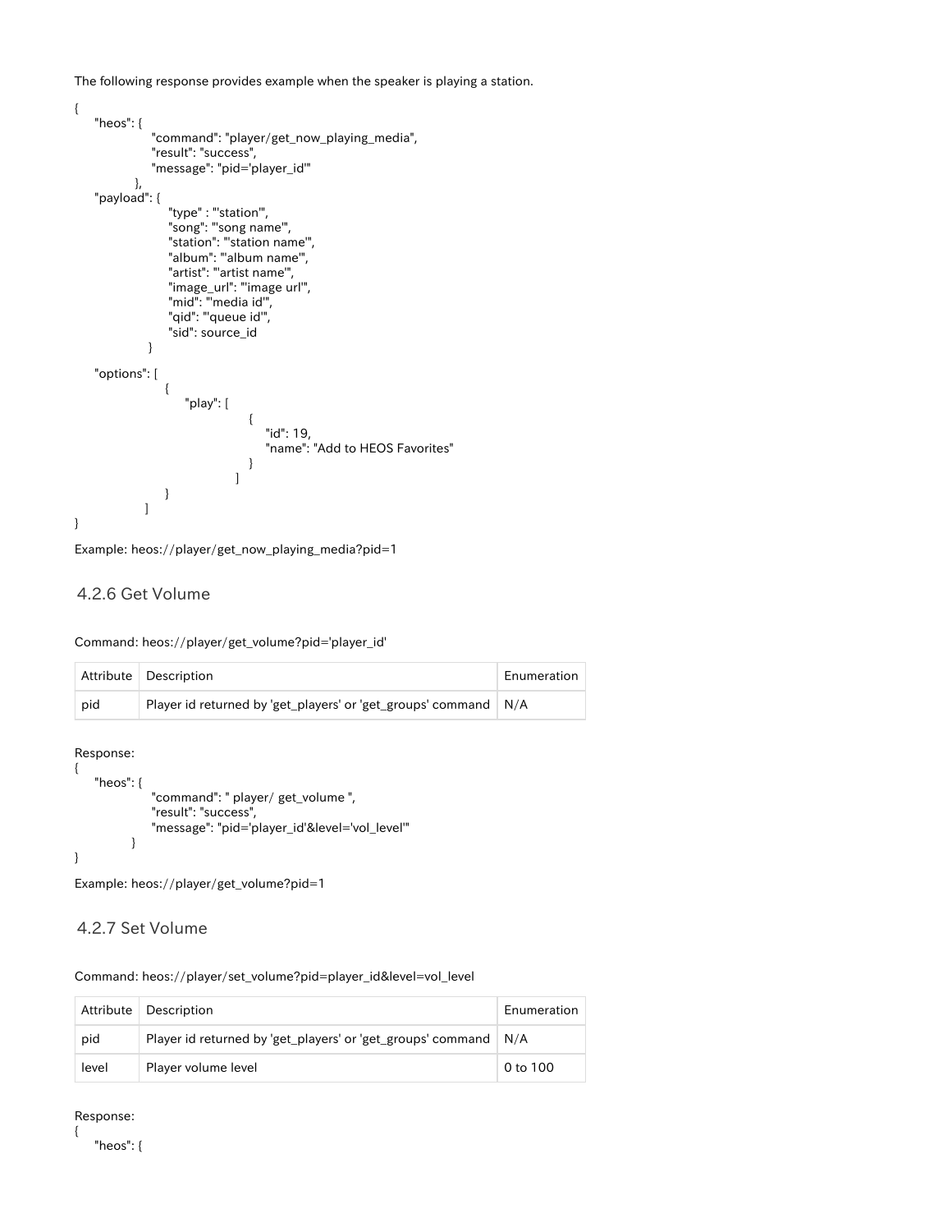The following response provides example when the speaker is playing a station.

```
{
    "heos": {
                "command": "player/get_now_playing_media",
                "result": "success",
                "message": "pid='player_id'"
            },
    "payload": {
                    "type" : "'station'",
                    "song": "'song name'",
                    "station": "'station name'",
                    "album": "'album name'",
                    "artist": "'artist name'",
                    "image_url": "'image url'",
                    "mid": "'media id'",
                    "qid": "'queue id'",
                    "sid": source_id
                }

    "options": [
                   {
                        "play": [
                                    {
                                        "id": 19,
                                        "name": "Add to HEOS Favorites"
                                    }
                                ]
                   }
               ]
}
```

Example: heos://player/get_now_playing_media?pid=1

### 4.2.6 Get Volume

Command: heos://player/get_volume?pid='player_id'

| Attribute | Description | Enumeration |
|---|---|---|
| pid | Player id returned by 'get_players' or 'get_groups' command | N/A |

Response:

```
{
    "heos": {
                "command": " player/ get_volume ",
                "result": "success",
                "message": "pid='player_id'&level='vol_level'"
            }
}
```

Example: heos://player/get_volume?pid=1

### 4.2.7 Set Volume

Command: heos://player/set_volume?pid=player_id&level=vol_level

| Attribute | Description | Enumeration |
|---|---|---|
| pid | Player id returned by 'get_players' or 'get_groups' command | N/A |
| level | Player volume level | 0 to 100 |

Response:

```
{
    "heos": {
```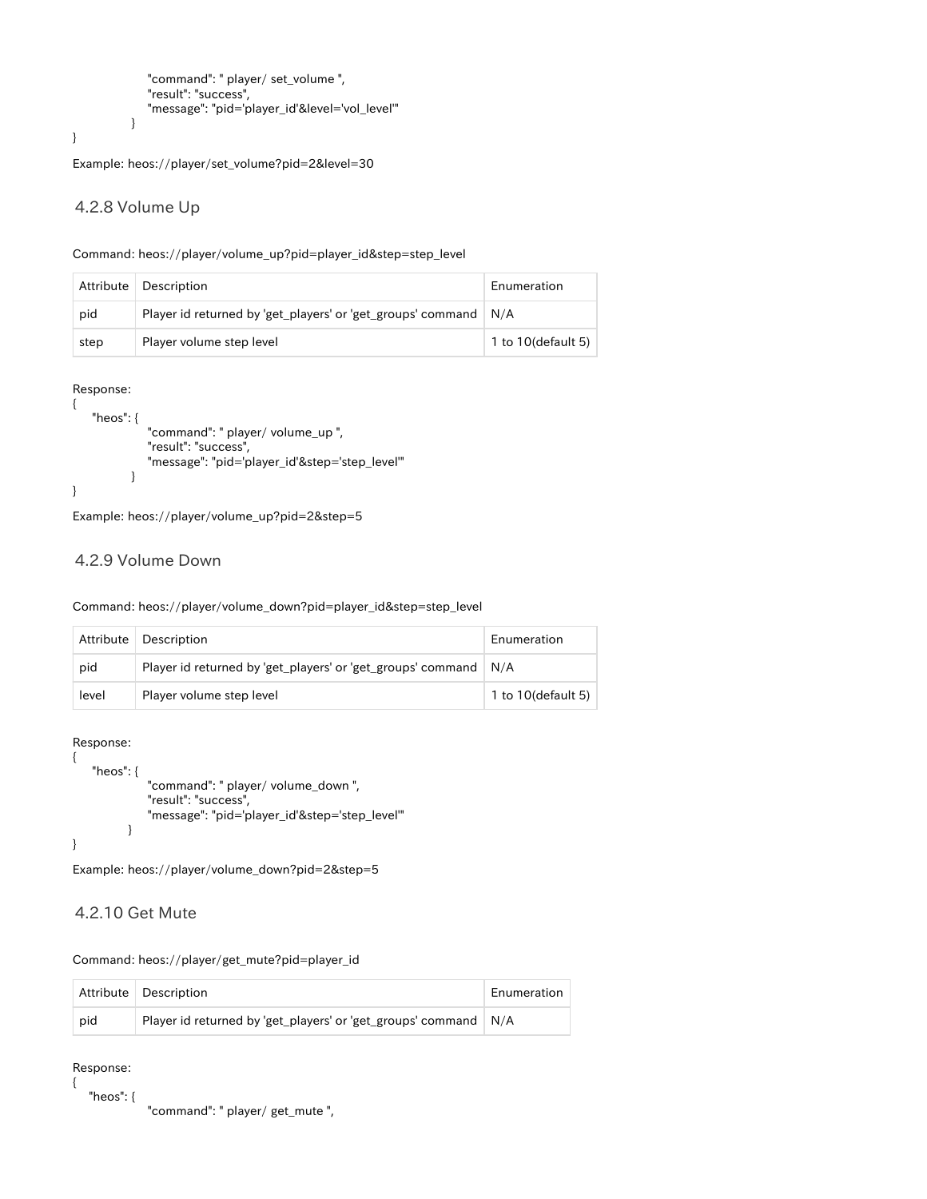```
            "command": " player/ set_volume ",
            "result": "success",
            "message": "pid='player_id'&level='vol_level'"
        }
}
```

Example: heos://player/set_volume?pid=2&level=30

### 4.2.8 Volume Up

Command: heos://player/volume_up?pid=player_id&step=step_level

| Attribute | Description | Enumeration |
|---|---|---|
| pid | Player id returned by 'get_players' or 'get_groups' command | N/A |
| step | Player volume step level | 1 to 10(default 5) |

Response:

```
{
    "heos": {
            "command": " player/ volume_up ",
            "result": "success",
            "message": "pid='player_id'&step='step_level'"
        }
}
```

Example: heos://player/volume_up?pid=2&step=5

### 4.2.9 Volume Down

Command: heos://player/volume_down?pid=player_id&step=step_level

| Attribute | Description | Enumeration |
|---|---|---|
| pid | Player id returned by 'get_players' or 'get_groups' command | N/A |
| level | Player volume step level | 1 to 10(default 5) |

Response:

```
{
    "heos": {
            "command": " player/ volume_down ",
            "result": "success",
            "message": "pid='player_id'&step='step_level'"
        }
}
```

Example: heos://player/volume_down?pid=2&step=5

### 4.2.10 Get Mute

Command: heos://player/get_mute?pid=player_id

| Attribute | Description | Enumeration |
|---|---|---|
| pid | Player id returned by 'get_players' or 'get_groups' command | N/A |

Response:

```
{
    "heos": {
            "command": " player/ get_mute ",
```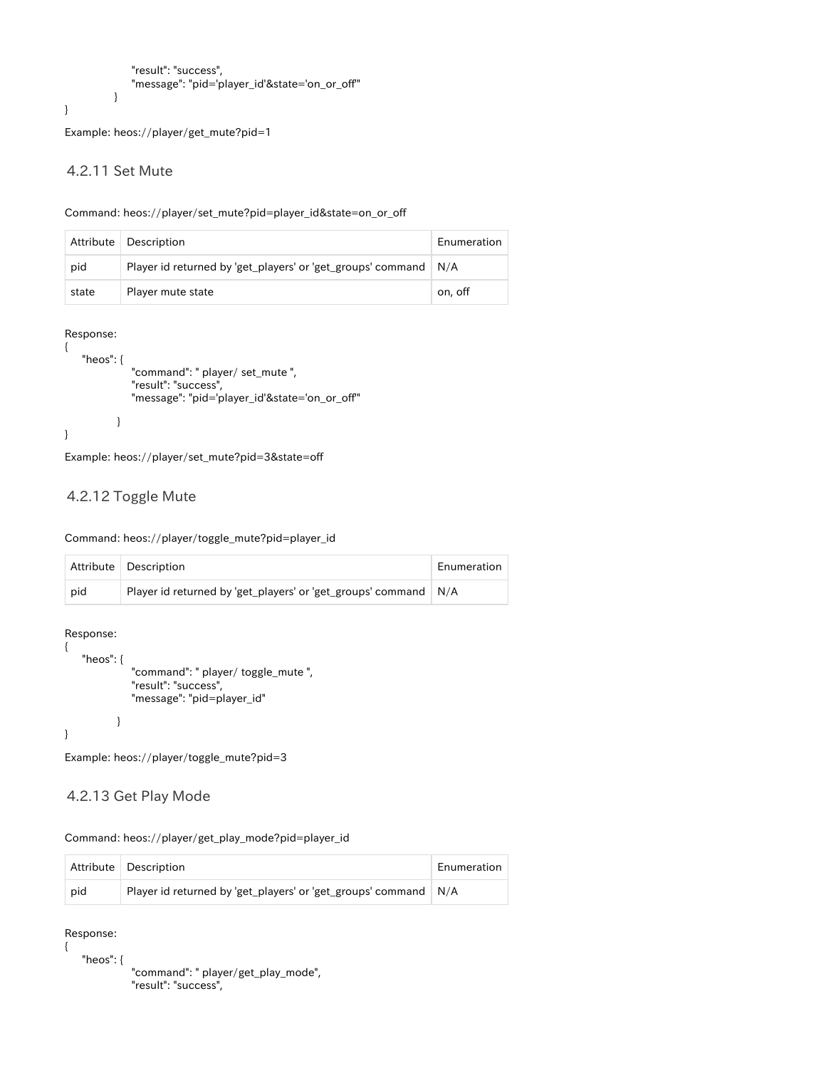```
        "result": "success",
        "message": "pid='player_id'&state='on_or_off'"
    }
}
```

Example: heos://player/get_mute?pid=1

### 4.2.11 Set Mute

Command: heos://player/set_mute?pid=player_id&state=on_or_off

| Attribute | Description | Enumeration |
| --- | --- | --- |
| pid | Player id returned by 'get_players' or 'get_groups' command | N/A |
| state | Player mute state | on, off |

Response:

```
{
    "heos": {
        "command": " player/ set_mute ",
        "result": "success",
        "message": "pid='player_id'&state='on_or_off'"

    }
}
```

Example: heos://player/set_mute?pid=3&state=off

### 4.2.12 Toggle Mute

Command: heos://player/toggle_mute?pid=player_id

| Attribute | Description | Enumeration |
| --- | --- | --- |
| pid | Player id returned by 'get_players' or 'get_groups' command | N/A |

Response:

```
{
    "heos": {
        "command": " player/ toggle_mute ",
        "result": "success",
        "message": "pid=player_id"

    }
}
```

Example: heos://player/toggle_mute?pid=3

### 4.2.13 Get Play Mode

Command: heos://player/get_play_mode?pid=player_id

| Attribute | Description | Enumeration |
| --- | --- | --- |
| pid | Player id returned by 'get_players' or 'get_groups' command | N/A |

Response:

```
{
    "heos": {
        "command": " player/get_play_mode",
        "result": "success",
```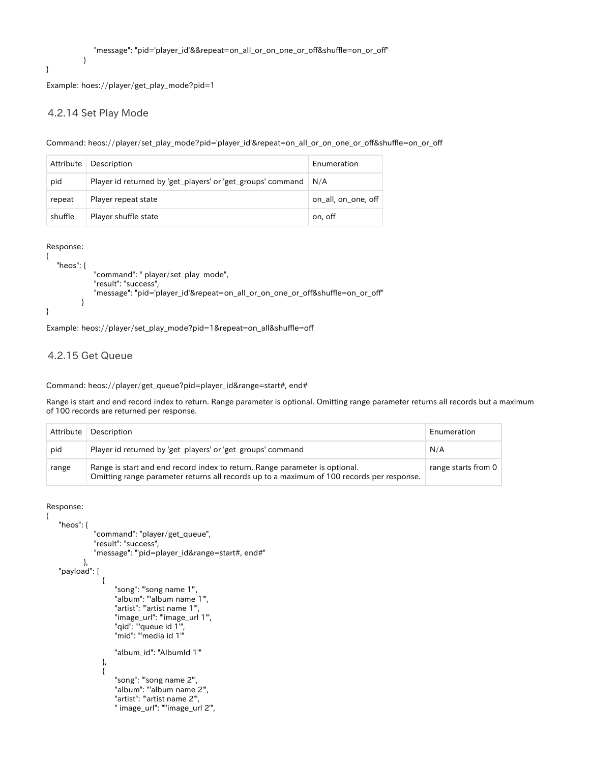```
        "message": "pid='player_id'&&repeat=on_all_or_on_one_or_off&shuffle=on_or_off"
    }
}
```

Example: hoes://player/get_play_mode?pid=1

### 4.2.14 Set Play Mode

Command: heos://player/set_play_mode?pid='player_id'&repeat=on_all_or_on_one_or_off&shuffle=on_or_off

| Attribute | Description | Enumeration |
| --- | --- | --- |
| pid | Player id returned by 'get_players' or 'get_groups' command | N/A |
| repeat | Player repeat state | on_all, on_one, off |
| shuffle | Player shuffle state | on, off |

Response:

```
{
    "heos": {
        "command": " player/set_play_mode",
        "result": "success",
        "message": "pid='player_id'&repeat=on_all_or_on_one_or_off&shuffle=on_or_off"
    }
}
```

Example: heos://player/set_play_mode?pid=1&repeat=on_all&shuffle=off

### 4.2.15 Get Queue

Command: heos://player/get_queue?pid=player_id&range=start#, end#

Range is start and end record index to return. Range parameter is optional. Omitting range parameter returns all records but a maximum of 100 records are returned per response.

| Attribute | Description | Enumeration |
| --- | --- | --- |
| pid | Player id returned by 'get_players' or 'get_groups' command | N/A |
| range | Range is start and end record index to return. Range parameter is optional. Omitting range parameter returns all records up to a maximum of 100 records per response. | range starts from 0 |

Response:

```
{
    "heos": {
        "command": "player/get_queue",
        "result": "success",
        "message": "'pid=player_id&range=start#, end#"
    },
    "payload": [
        {
            "song": "'song name 1'",
            "album": "'album name 1'",
            "artist": "'artist name 1'",
            "image_url": "'image_url 1'",
            "qid": "'queue id 1'",
            "mid": "'media id 1'"

            "album_id": "AlbumId 1'"
        },
        {
            "song": "'song name 2'",
            "album": "'album name 2'",
            "artist": "'artist name 2'",
            " image_url": "''image_url 2'",
```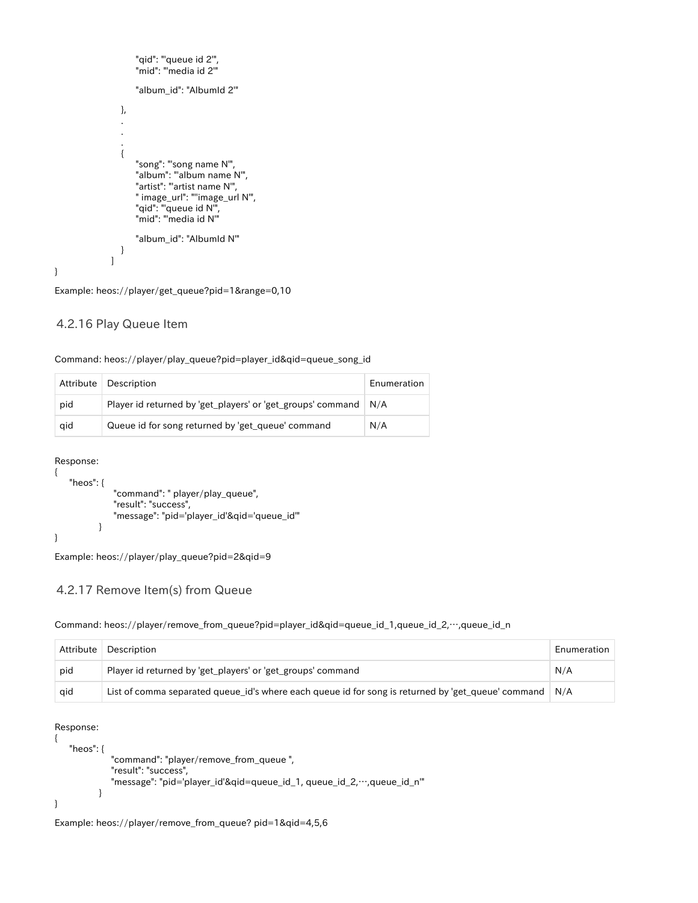```
                        "qid": "'queue id 2'",
                        "mid": "'media id 2'"

                        "album_id": "AlbumId 2'"

                    },
                    .
                    .
                    .
                    {
                        "song": "'song name N'",
                        "album": "'album name N'",
                        "artist": "'artist name N'",
                        " image_url": ""image_url N'",
                        "qid": "'queue id N'",
                        "mid": "'media id N'"

                        "album_id": "AlbumId N'"
                    }
                ]
}
```

Example: heos://player/get_queue?pid=1&range=0,10

### 4.2.16 Play Queue Item

Command: heos://player/play_queue?pid=player_id&qid=queue_song_id

| Attribute | Description | Enumeration |
|---|---|---|
| pid | Player id returned by 'get_players' or 'get_groups' command | N/A |
| qid | Queue id for song returned by 'get_queue' command | N/A |

Response:

```
{
    "heos": {
                "command": " player/play_queue",
                "result": "success",
                "message": "pid='player_id'&qid='queue_id'"
            }
}
```

Example: heos://player/play_queue?pid=2&qid=9

### 4.2.17 Remove Item(s) from Queue

Command: heos://player/remove_from_queue?pid=player_id&qid=queue_id_1,queue_id_2,…,queue_id_n

| Attribute | Description | Enumeration |
|---|---|---|
| pid | Player id returned by 'get_players' or 'get_groups' command | N/A |
| qid | List of comma separated queue_id's where each queue id for song is returned by 'get_queue' command | N/A |

Response:

```
{
    "heos": {
                "command": "player/remove_from_queue ",
                "result": "success",
                "message": "pid='player_id'&qid=queue_id_1, queue_id_2,…,queue_id_n'"
            }
}
```

Example: heos://player/remove_from_queue? pid=1&qid=4,5,6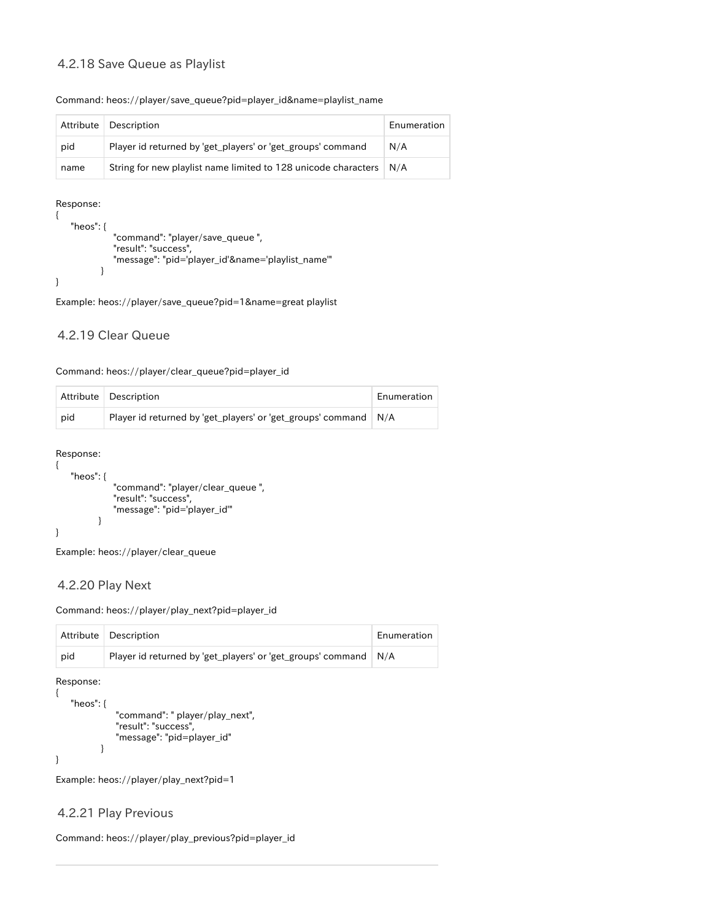### 4.2.18 Save Queue as Playlist

Command: heos://player/save_queue?pid=player_id&name=playlist_name

| Attribute | Description | Enumeration |
|---|---|---|
| pid | Player id returned by 'get_players' or 'get_groups' command | N/A |
| name | String for new playlist name limited to 128 unicode characters | N/A |

Response:

```
{
    "heos": {
                "command": "player/save_queue ",
                "result": "success",
                "message": "pid='player_id'&name='playlist_name'"
            }
}
```

Example: heos://player/save_queue?pid=1&name=great playlist

### 4.2.19 Clear Queue

Command: heos://player/clear_queue?pid=player_id

| Attribute | Description | Enumeration |
|---|---|---|
| pid | Player id returned by 'get_players' or 'get_groups' command | N/A |

Response:

```
{
    "heos": {
                "command": "player/clear_queue ",
                "result": "success",
                "message": "pid='player_id'"
            }
}
```

Example: heos://player/clear_queue

### 4.2.20 Play Next

Command: heos://player/play_next?pid=player_id

| Attribute | Description | Enumeration |
|---|---|---|
| pid | Player id returned by 'get_players' or 'get_groups' command | N/A |

Response:

```
{
    "heos": {
                "command": " player/play_next",
                "result": "success",
                "message": "pid=player_id"
            }
}
```

Example: heos://player/play_next?pid=1

### 4.2.21 Play Previous

Command: heos://player/play_previous?pid=player_id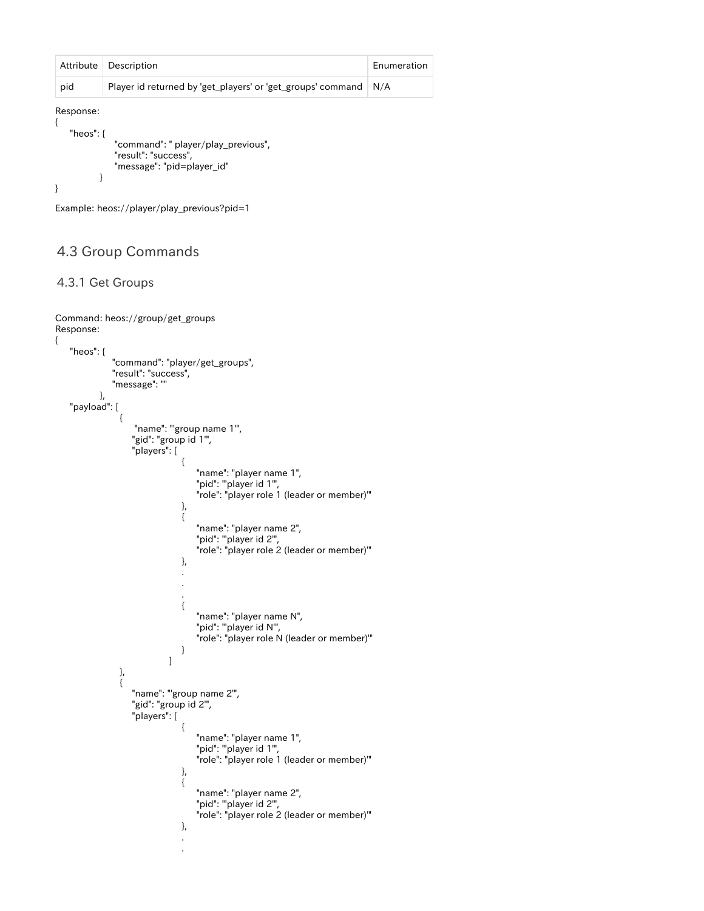| Attribute | Description | Enumeration |
| --- | --- | --- |
| pid | Player id returned by 'get_players' or 'get_groups' command | N/A |

Response:

```
{
    "heos": {
                "command": " player/play_previous",
                "result": "success",
                "message": "pid=player_id"
            }
}
```

Example: heos://player/play_previous?pid=1

## 4.3 Group Commands

### 4.3.1 Get Groups

Command: heos://group/get_groups

Response:

```
{
    "heos": {
                "command": "player/get_groups",
                "result": "success",
                "message": ""
            },
    "payload": [
                  {
                      "name": "'group name 1'",
                     "gid": "group id 1'",
                     "players": [
                                   {
                                       "name": "player name 1",
                                       "pid": "'player id 1'",
                                       "role": "player role 1 (leader or member)'"
                                   },
                                   {
                                       "name": "player name 2",
                                       "pid": "'player id 2'",
                                       "role": "player role 2 (leader or member)'"
                                   },
                                   .
                                   .
                                   .
                                   {
                                       "name": "player name N",
                                       "pid": "'player id N'",
                                       "role": "player role N (leader or member)'"
                                   }
                                ]
                  },
                  {
                     "name": "'group name 2'",
                     "gid": "group id 2'",
                     "players": [
                                   {
                                       "name": "player name 1",
                                       "pid": "'player id 1'",
                                       "role": "player role 1 (leader or member)'"
                                   },
                                   {
                                       "name": "player name 2",
                                       "pid": "'player id 2'",
                                       "role": "player role 2 (leader or member)'"
                                   },
                                   .
                                   .
```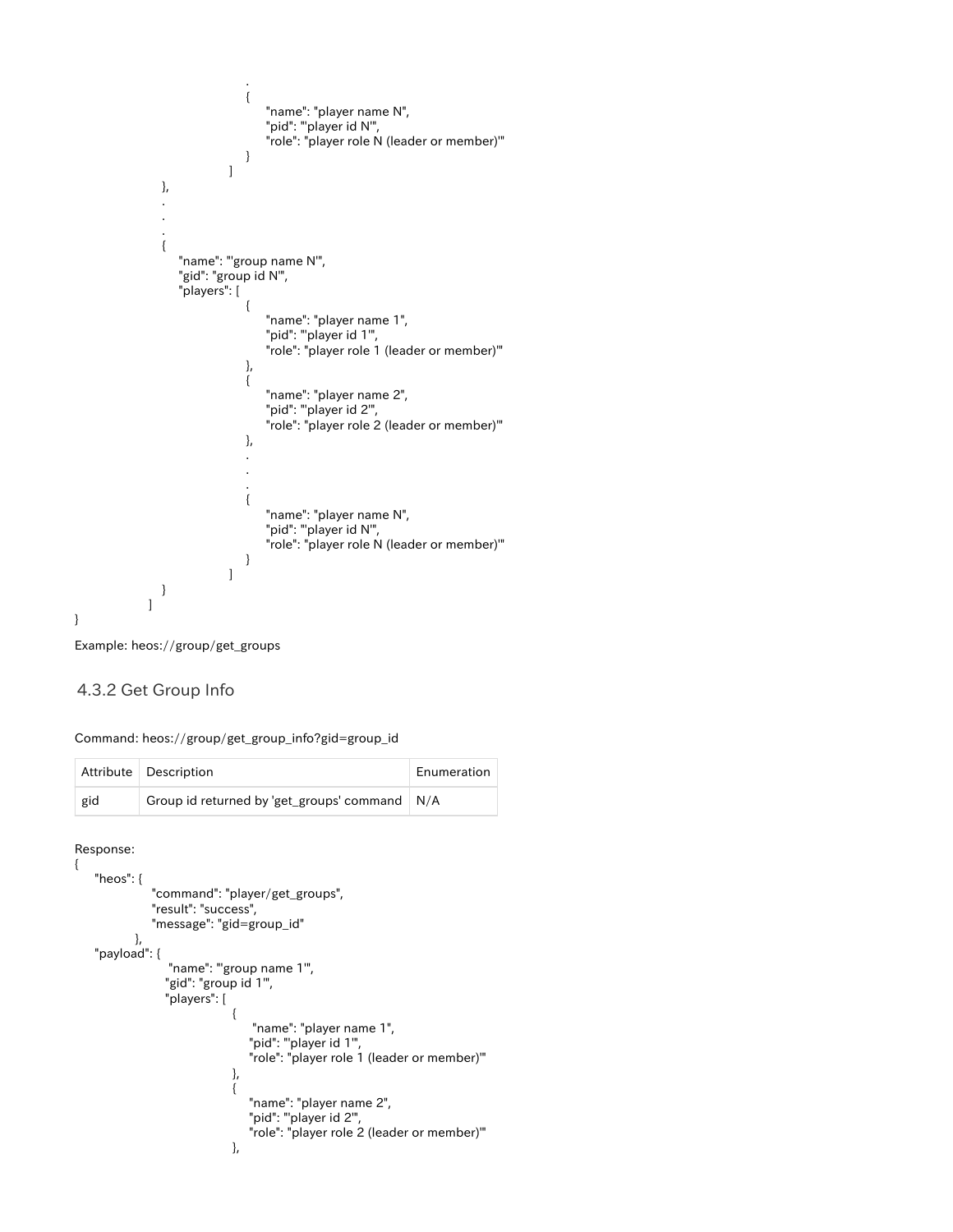```
                        .
                        {
                            "name": "player name N",
                            "pid": "'player id N'",
                            "role": "player role N (leader or member)'"
                        }
                    ]
            },
            .
            .
            .
            {
                "name": "'group name N'",
                "gid": "group id N'",
                "players": [
                        {
                            "name": "player name 1",
                            "pid": "'player id 1'",
                            "role": "player role 1 (leader or member)'"
                        },
                        {
                            "name": "player name 2",
                            "pid": "'player id 2'",
                            "role": "player role 2 (leader or member)'"
                        },
                        .
                        .
                        .
                        {
                            "name": "player name N",
                            "pid": "'player id N'",
                            "role": "player role N (leader or member)'"
                        }
                    ]
            }
        ]
}
```

Example: heos://group/get_groups

### 4.3.2 Get Group Info

Command: heos://group/get_group_info?gid=group_id

| Attribute | Description | Enumeration |
|---|---|---|
| gid | Group id returned by 'get_groups' command | N/A |

Response:

```
{
    "heos": {
                "command": "player/get_groups",
                "result": "success",
                "message": "gid=group_id"
            },
    "payload": {
                "name": "'group name 1'",
                "gid": "group id 1'",
                "players": [
                        {
                            "name": "player name 1",
                            "pid": "'player id 1'",
                            "role": "player role 1 (leader or member)'"
                        },
                        {
                            "name": "player name 2",
                            "pid": "'player id 2'",
                            "role": "player role 2 (leader or member)'"
                        },
```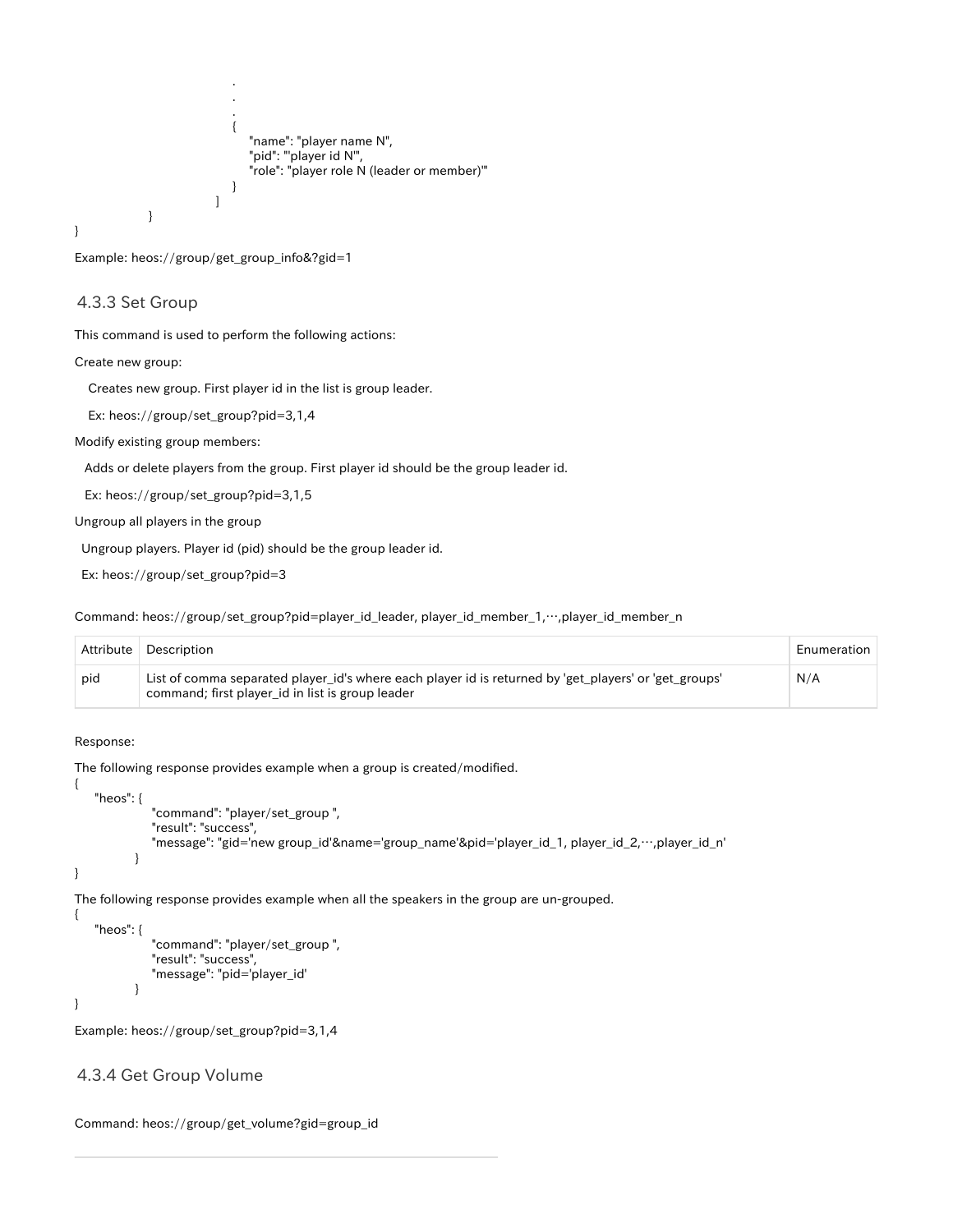```
                .
                .
                .
                {
                    "name": "player name N",
                    "pid": "'player id N'",
                    "role": "player role N (leader or member)'"
                }
            ]
        }
}
```

Example: heos://group/get_group_info&?gid=1

### 4.3.3 Set Group

This command is used to perform the following actions:

Create new group:

Creates new group. First player id in the list is group leader.

Ex: heos://group/set_group?pid=3,1,4

Modify existing group members:

Adds or delete players from the group. First player id should be the group leader id.

Ex: heos://group/set_group?pid=3,1,5

Ungroup all players in the group

Ungroup players. Player id (pid) should be the group leader id.

Ex: heos://group/set_group?pid=3

Command: heos://group/set_group?pid=player_id_leader, player_id_member_1,…,player_id_member_n

| Attribute | Description | Enumeration |
|---|---|---|
| pid | List of comma separated player_id's where each player id is returned by 'get_players' or 'get_groups' command; first player_id in list is group leader | N/A |

Response:

The following response provides example when a group is created/modified.

```
{
    "heos": {
                "command": "player/set_group ",
                "result": "success",
                "message": "gid='new group_id'&name='group_name'&pid='player_id_1, player_id_2,…,player_id_n'
            }
}
```

The following response provides example when all the speakers in the group are un-grouped.

```
{
    "heos": {
                "command": "player/set_group ",
                "result": "success",
                "message": "pid='player_id'
            }
}
```

Example: heos://group/set_group?pid=3,1,4

### 4.3.4 Get Group Volume

Command: heos://group/get_volume?gid=group_id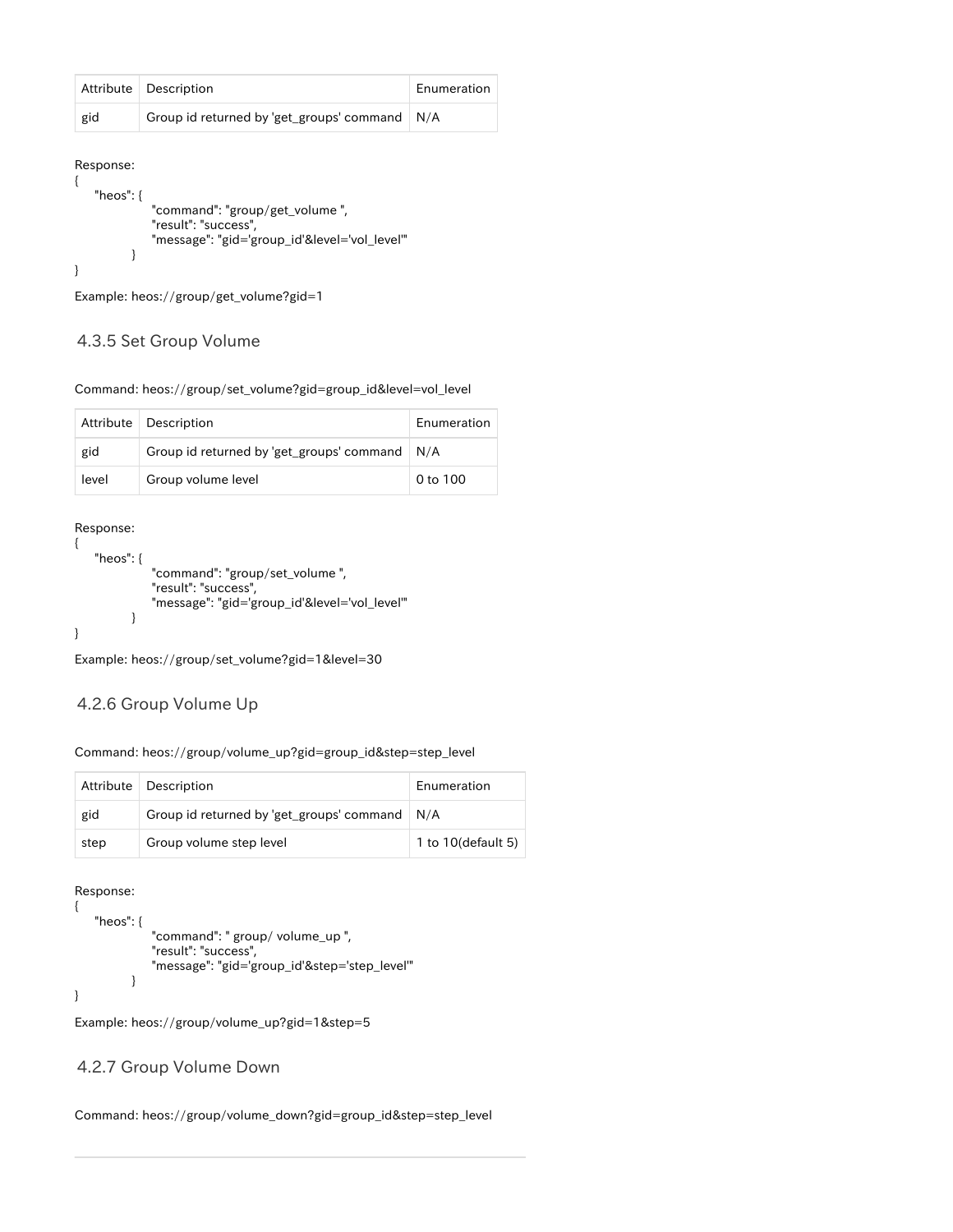| Attribute | Description | Enumeration |
| --- | --- | --- |
| gid | Group id returned by 'get_groups' command | N/A |

Response:

```
{
    "heos": {
                "command": "group/get_volume ",
                "result": "success",
                "message": "gid='group_id'&level='vol_level'"
            }
}
```

Example: heos://group/get_volume?gid=1

### 4.3.5 Set Group Volume

Command: heos://group/set_volume?gid=group_id&level=vol_level

| Attribute | Description | Enumeration |
| --- | --- | --- |
| gid | Group id returned by 'get_groups' command | N/A |
| level | Group volume level | 0 to 100 |

Response:

```
{
    "heos": {
                "command": "group/set_volume ",
                "result": "success",
                "message": "gid='group_id'&level='vol_level'"
            }
}
```

Example: heos://group/set_volume?gid=1&level=30

### 4.2.6 Group Volume Up

Command: heos://group/volume_up?gid=group_id&step=step_level

| Attribute | Description | Enumeration |
| --- | --- | --- |
| gid | Group id returned by 'get_groups' command | N/A |
| step | Group volume step level | 1 to 10(default 5) |

Response:

```
{
    "heos": {
                "command": " group/ volume_up ",
                "result": "success",
                "message": "gid='group_id'&step='step_level'"
            }
}
```

Example: heos://group/volume_up?gid=1&step=5

### 4.2.7 Group Volume Down

Command: heos://group/volume_down?gid=group_id&step=step_level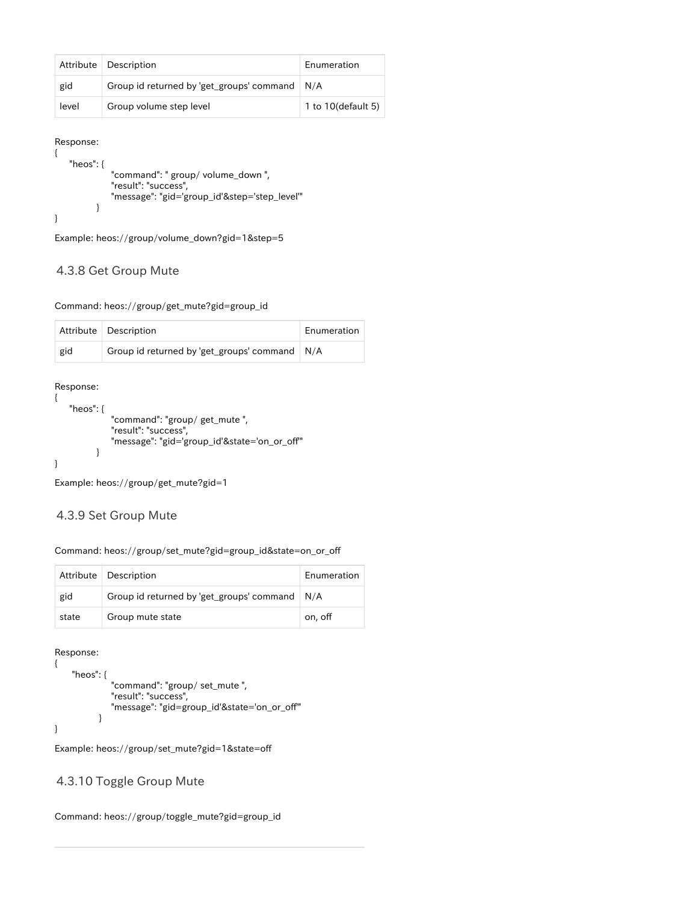| Attribute | Description | Enumeration |
|---|---|---|
| gid | Group id returned by 'get_groups' command | N/A |
| level | Group volume step level | 1 to 10(default 5) |

Response:

```
{
    "heos": {
                "command": " group/ volume_down ",
                "result": "success",
                "message": "gid='group_id'&step='step_level'"
            }
}
```

Example: heos://group/volume_down?gid=1&step=5

### 4.3.8 Get Group Mute

Command: heos://group/get_mute?gid=group_id

| Attribute | Description | Enumeration |
|---|---|---|
| gid | Group id returned by 'get_groups' command | N/A |

Response:

```
{
    "heos": {
                "command": "group/ get_mute ",
                "result": "success",
                "message": "gid='group_id'&state='on_or_off'"
            }
}
```

Example: heos://group/get_mute?gid=1

### 4.3.9 Set Group Mute

Command: heos://group/set_mute?gid=group_id&state=on_or_off

| Attribute | Description | Enumeration |
|---|---|---|
| gid | Group id returned by 'get_groups' command | N/A |
| state | Group mute state | on, off |

Response:

```
{
     "heos": {
                "command": "group/ set_mute ",
                "result": "success",
                "message": "gid=group_id'&state='on_or_off'"
             }
}
```

Example: heos://group/set_mute?gid=1&state=off

### 4.3.10 Toggle Group Mute

Command: heos://group/toggle_mute?gid=group_id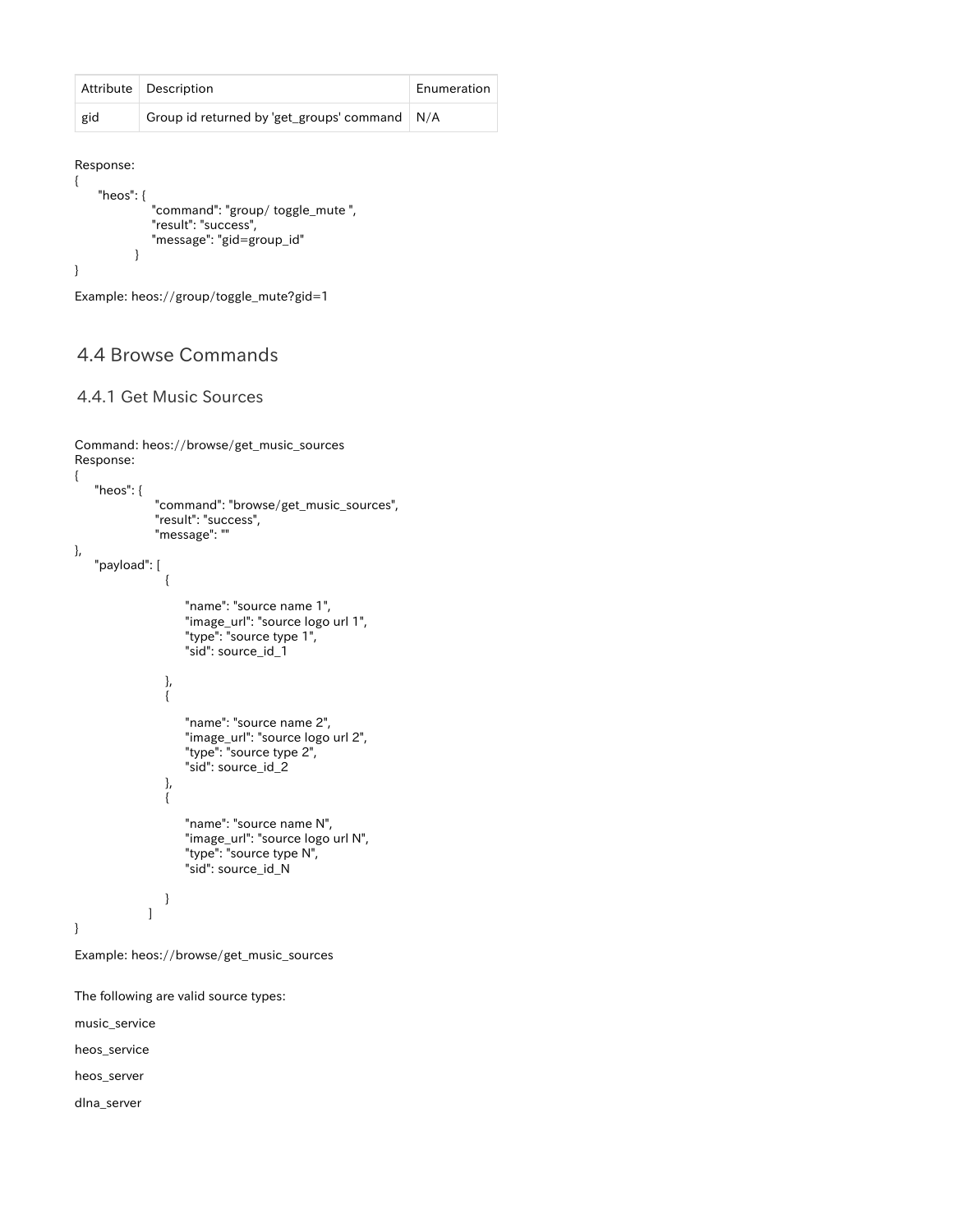| Attribute | Description | Enumeration |
| --- | --- | --- |
| gid | Group id returned by 'get_groups' command | N/A |

Response:

```
{
    "heos": {
                "command": "group/ toggle_mute ",
                "result": "success",
                "message": "gid=group_id"
            }
}
```

Example: heos://group/toggle_mute?gid=1

## 4.4 Browse Commands

### 4.4.1 Get Music Sources

Command: heos://browse/get_music_sources

Response:

```
{
    "heos": {
                "command": "browse/get_music_sources",
                "result": "success",
                "message": ""
},
    "payload": [
                {

                    "name": "source name 1",
                    "image_url": "source logo url 1",
                    "type": "source type 1",
                    "sid": source_id_1

                },
                {

                    "name": "source name 2",
                    "image_url": "source logo url 2",
                    "type": "source type 2",
                    "sid": source_id_2
                },
                {

                    "name": "source name N",
                    "image_url": "source logo url N",
                    "type": "source type N",
                    "sid": source_id_N

                }
            ]
}
```

Example: heos://browse/get_music_sources

The following are valid source types:

music_service

heos_service

heos_server

dlna_server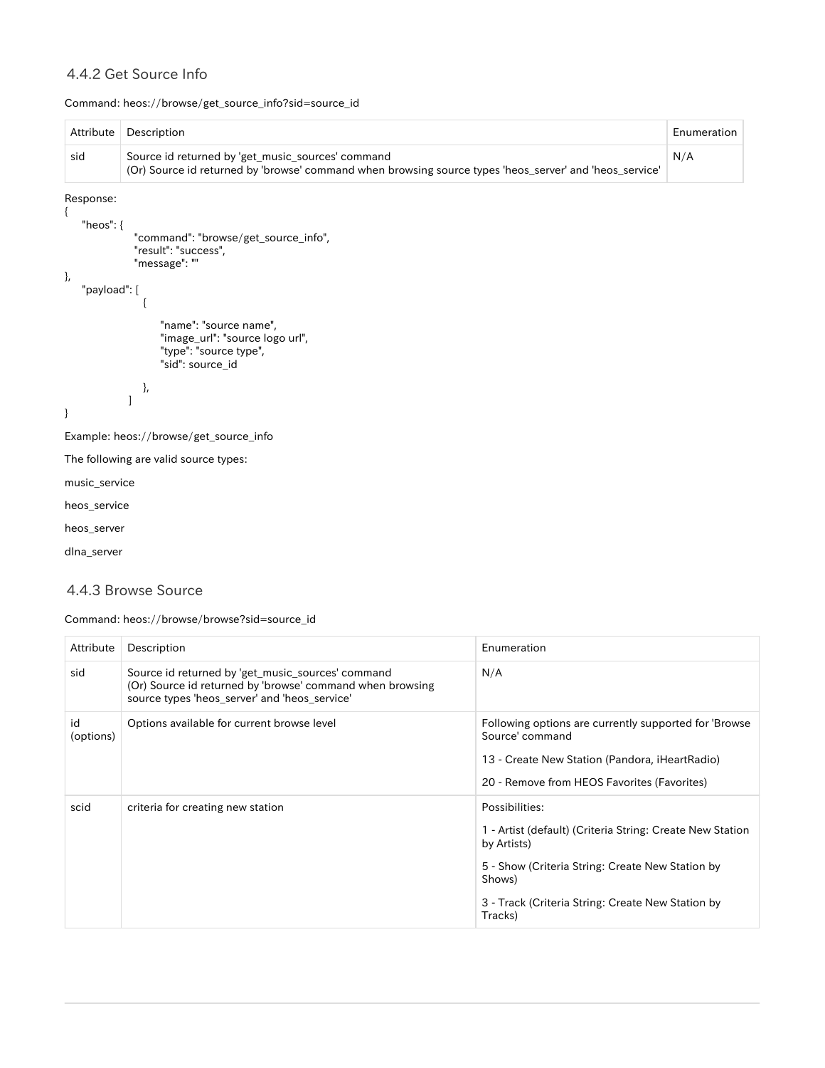### 4.4.2 Get Source Info

Command: heos://browse/get_source_info?sid=source_id

| Attribute | Description | Enumeration |
| --- | --- | --- |
| sid | Source id returned by 'get_music_sources' command<br>(Or) Source id returned by 'browse' command when browsing source types 'heos_server' and 'heos_service' | N/A |

Response:

```
{
    "heos": {
            "command": "browse/get_source_info",
            "result": "success",
            "message": ""
},
    "payload": [
            {

                "name": "source name",
                "image_url": "source logo url",
                "type": "source type",
                "sid": source_id

            },
        ]
}
```

Example: heos://browse/get_source_info

The following are valid source types:

music_service

heos_service

heos_server

dlna_server

### 4.4.3 Browse Source

Command: heos://browse/browse?sid=source_id

| Attribute | Description | Enumeration |
| --- | --- | --- |
| sid | Source id returned by 'get_music_sources' command<br>(Or) Source id returned by 'browse' command when browsing source types 'heos_server' and 'heos_service' | N/A |
| id (options) | Options available for current browse level | Following options are currently supported for 'Browse Source' command<br><br>13 - Create New Station (Pandora, iHeartRadio)<br><br>20 - Remove from HEOS Favorites (Favorites) |
| scid | criteria for creating new station | Possibilities:<br><br>1 - Artist (default) (Criteria String: Create New Station by Artists)<br><br>5 - Show (Criteria String: Create New Station by Shows)<br><br>3 - Track (Criteria String: Create New Station by Tracks) |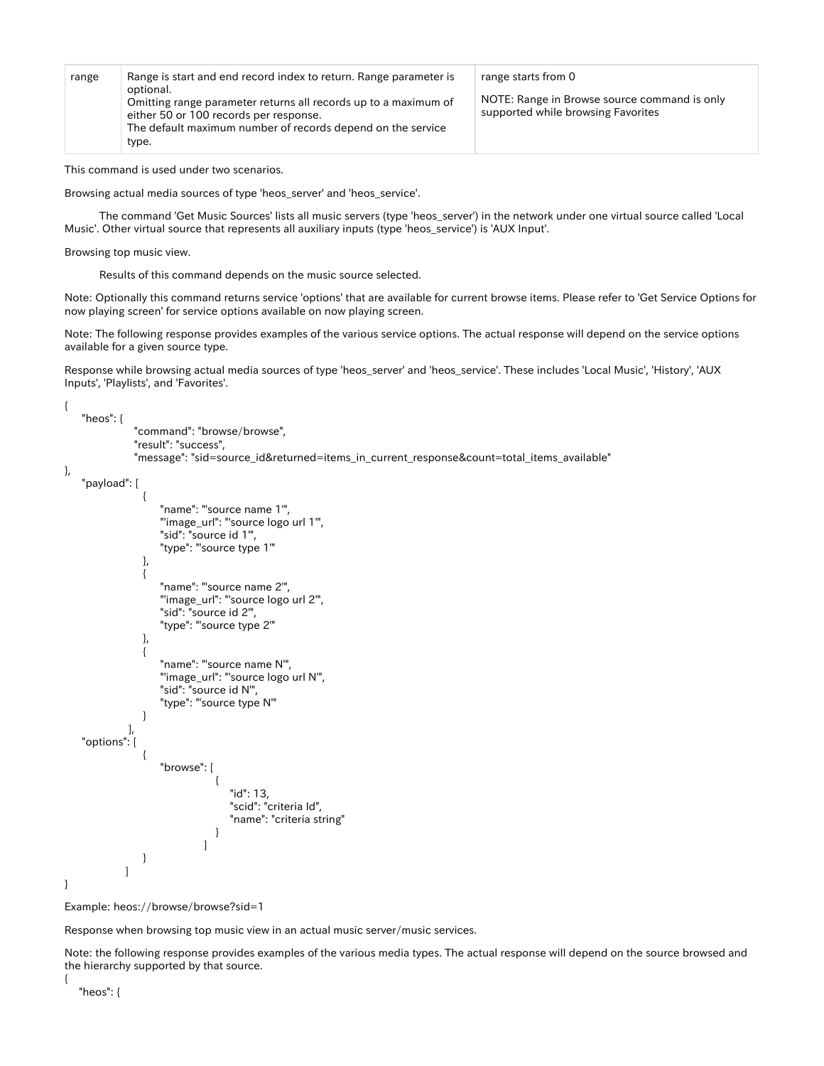| range | Range is start and end record index to return. Range parameter is optional.<br>Omitting range parameter returns all records up to a maximum of either 50 or 100 records per response.<br>The default maximum number of records depend on the service type. | range starts from 0<br><br>NOTE: Range in Browse source command is only supported while browsing Favorites |
|---|---|---|

This command is used under two scenarios.

Browsing actual media sources of type 'heos_server' and 'heos_service'.

The command 'Get Music Sources' lists all music servers (type 'heos_server') in the network under one virtual source called 'Local Music'. Other virtual source that represents all auxiliary inputs (type 'heos_service') is 'AUX Input'.

Browsing top music view.

Results of this command depends on the music source selected.

Note: Optionally this command returns service 'options' that are available for current browse items. Please refer to 'Get Service Options for now playing screen' for service options available on now playing screen.

Note: The following response provides examples of the various service options. The actual response will depend on the service options available for a given source type.

Response while browsing actual media sources of type 'heos_server' and 'heos_service'. These includes 'Local Music', 'History', 'AUX Inputs', 'Playlists', and 'Favorites'.

```
{
    "heos": {
                "command": "browse/browse",
                "result": "success",
                "message": "sid=source_id&returned=items_in_current_response&count=total_items_available"
},
    "payload": [
                {
                    "name": "'source name 1'",
                    "'image_url": "'source logo url 1'",
                    "sid": "source id 1'",
                    "type": "'source type 1'"
                },
                {
                    "name": "'source name 2'",
                    "'image_url": "'source logo url 2'",
                    "sid": "source id 2'",
                    "type": "'source type 2'"
                },
                {
                    "name": "'source name N'",
                    "'image_url": "'source logo url N'",
                    "sid": "source id N'",
                    "type": "'source type N'"
                }
              ],
    "options": [
                {
                    "browse": [
                                {
                                    "id": 13,
                                    "scid": "criteria Id",
                                    "name": "criteria string"
                                }
                              ]
                }
              ]
}
```

Example: heos://browse/browse?sid=1

Response when browsing top music view in an actual music server/music services.

Note: the following response provides examples of the various media types. The actual response will depend on the source browsed and the hierarchy supported by that source.

```
{
    "heos": {
```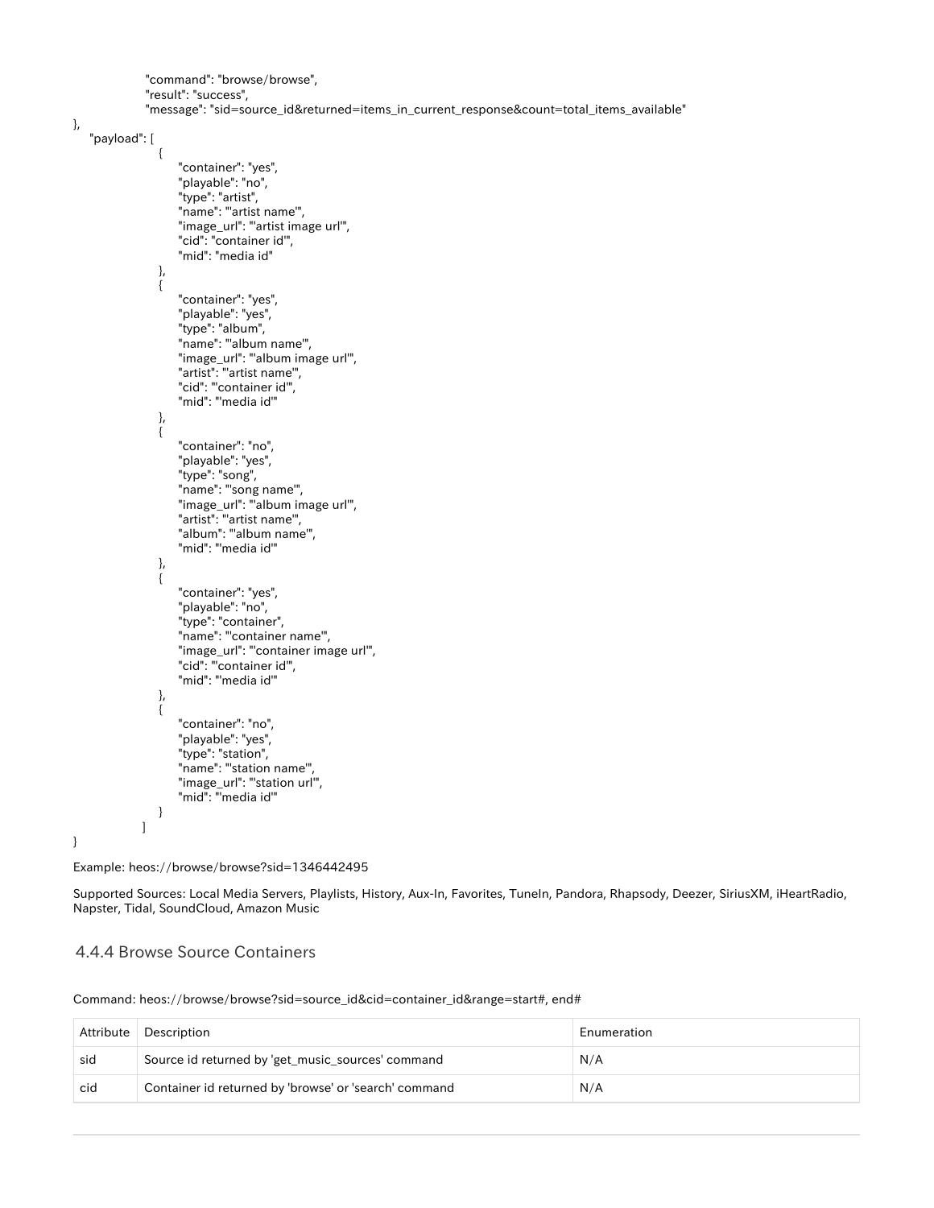```
            "command": "browse/browse",
            "result": "success",
            "message": "sid=source_id&returned=items_in_current_response&count=total_items_available"
},
    "payload": [
              {
                  "container": "yes",
                  "playable": "no",
                  "type": "artist",
                  "name": "'artist name'",
                  "image_url": "'artist image url'",
                  "cid": "container id'",
                  "mid": "media id"
              },
              {
                  "container": "yes",
                  "playable": "yes",
                  "type": "album",
                  "name": "'album name'",
                  "image_url": "'album image url'",
                  "artist": "'artist name'",
                  "cid": "'container id'",
                  "mid": "'media id'"
              },
              {
                  "container": "no",
                  "playable": "yes",
                  "type": "song",
                  "name": "'song name'",
                  "image_url": "'album image url'",
                  "artist": "'artist name'",
                  "album": "'album name'",
                  "mid": "'media id'"
              },
              {
                  "container": "yes",
                  "playable": "no",
                  "type": "container",
                  "name": "'container name'",
                  "image_url": "'container image url'",
                  "cid": "'container id'",
                  "mid": "'media id'"
              },
              {
                  "container": "no",
                  "playable": "yes",
                  "type": "station",
                  "name": "'station name'",
                  "image_url": "'station url'",
                  "mid": "'media id'"
              }
            ]
}
```

Example: heos://browse/browse?sid=1346442495

Supported Sources: Local Media Servers, Playlists, History, Aux-In, Favorites, TuneIn, Pandora, Rhapsody, Deezer, SiriusXM, iHeartRadio, Napster, Tidal, SoundCloud, Amazon Music

### 4.4.4 Browse Source Containers

Command: heos://browse/browse?sid=source_id&cid=container_id&range=start#, end#

| Attribute | Description | Enumeration |
|---|---|---|
| sid | Source id returned by 'get_music_sources' command | N/A |
| cid | Container id returned by 'browse' or 'search' command | N/A |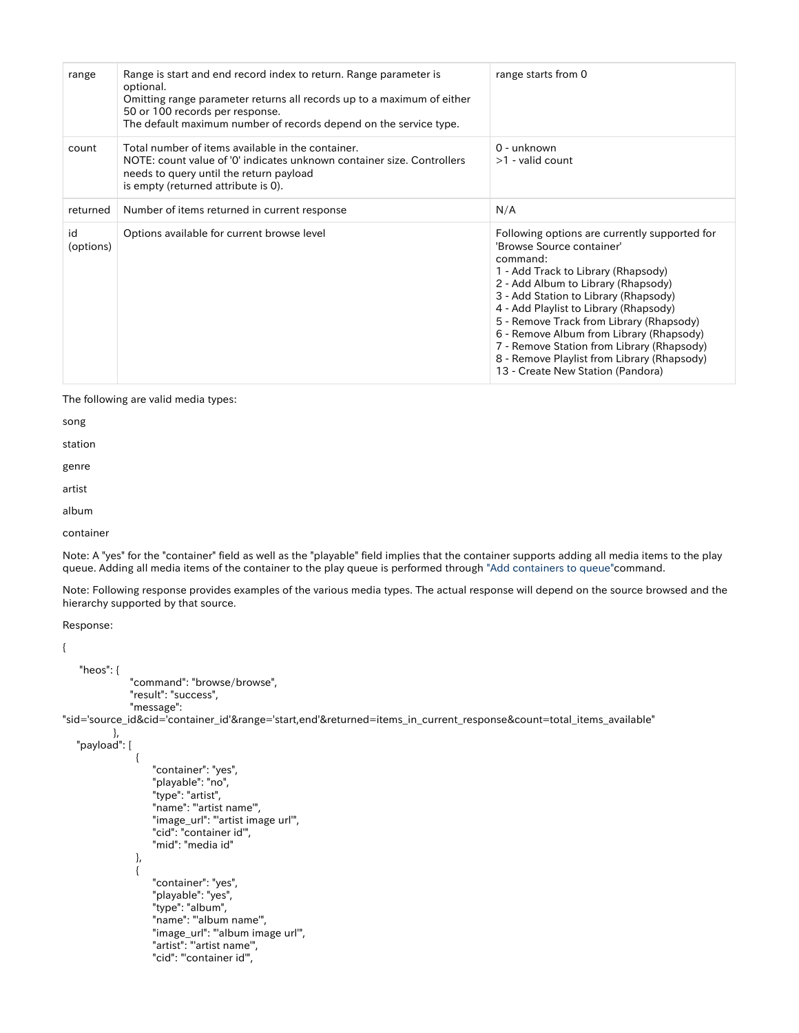| range | Range is start and end record index to return. Range parameter is optional.<br>Omitting range parameter returns all records up to a maximum of either 50 or 100 records per response.<br>The default maximum number of records depend on the service type. | range starts from 0 |
|---|---|---|
| count | Total number of items available in the container.<br>NOTE: count value of '0' indicates unknown container size. Controllers needs to query until the return payload is empty (returned attribute is 0). | 0 - unknown<br>>1 - valid count |
| returned | Number of items returned in current response | N/A |
| id (options) | Options available for current browse level | Following options are currently supported for 'Browse Source container' command:<br>1 - Add Track to Library (Rhapsody)<br>2 - Add Album to Library (Rhapsody)<br>3 - Add Station to Library (Rhapsody)<br>4 - Add Playlist to Library (Rhapsody)<br>5 - Remove Track from Library (Rhapsody)<br>6 - Remove Album from Library (Rhapsody)<br>7 - Remove Station from Library (Rhapsody)<br>8 - Remove Playlist from Library (Rhapsody)<br>13 - Create New Station (Pandora) |

The following are valid media types:

song

station

genre

artist

album

container

Note: A "yes" for the "container" field as well as the "playable" field implies that the container supports adding all media items to the play queue. Adding all media items of the container to the play queue is performed through "Add containers to queue"command.

Note: Following response provides examples of the various media types. The actual response will depend on the source browsed and the hierarchy supported by that source.

Response:

```
{

    "heos": {
                "command": "browse/browse",
                "result": "success",
                "message":
"sid='source_id&cid='container_id'&range='start,end'&returned=items_in_current_response&count=total_items_available"
           },
    "payload": [
                 {
                     "container": "yes",
                     "playable": "no",
                     "type": "artist",
                     "name": "'artist name'",
                     "image_url": "'artist image url'",
                     "cid": "container id'",
                     "mid": "media id"
                 },
                 {
                     "container": "yes",
                     "playable": "yes",
                     "type": "album",
                     "name": "'album name'",
                     "image_url": "'album image url'",
                     "artist": "'artist name'",
                     "cid": "'container id'",
```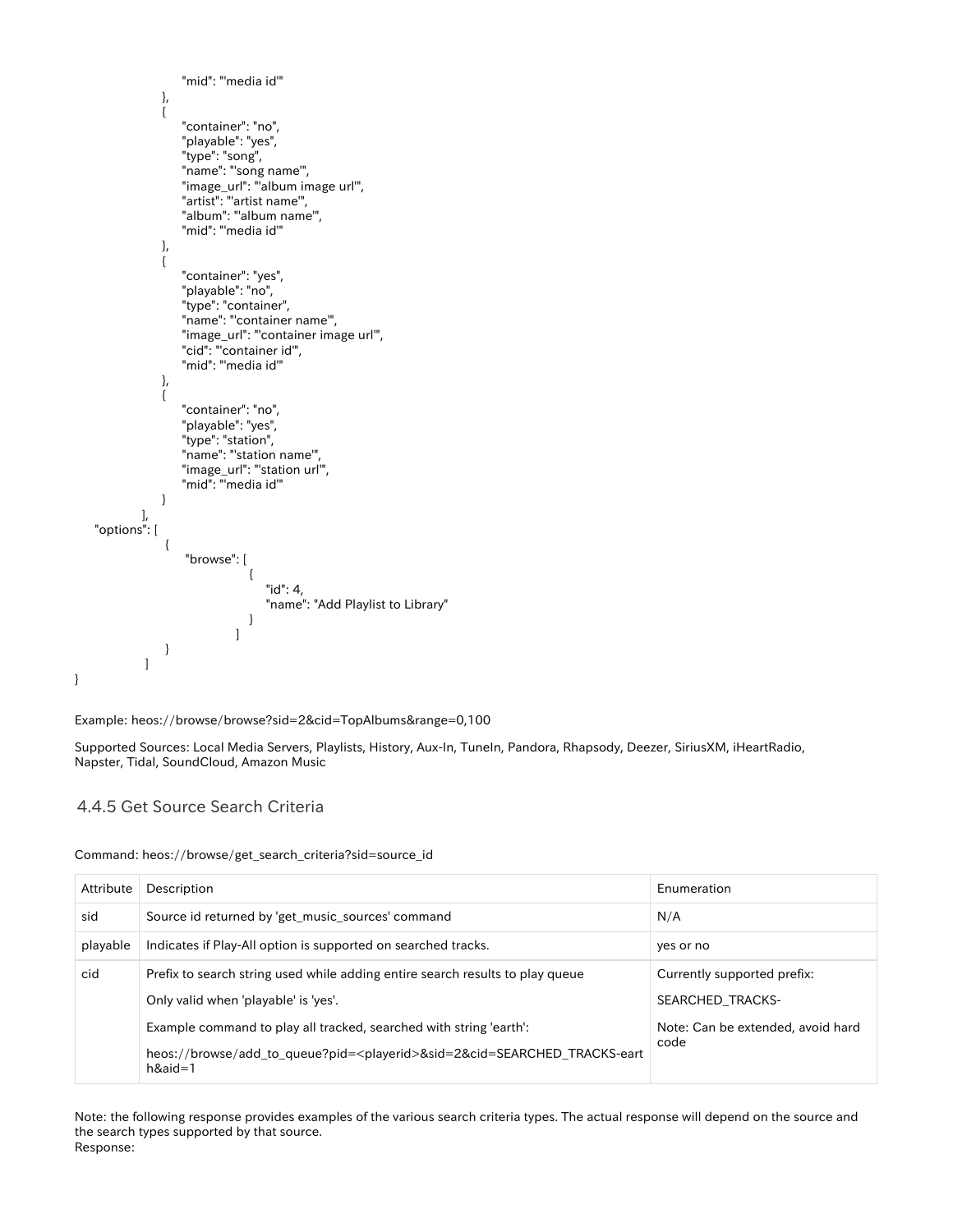```
                    "mid": "'media id'"
                },
                {
                    "container": "no",
                    "playable": "yes",
                    "type": "song",
                    "name": "'song name'",
                    "image_url": "'album image url'",
                    "artist": "'artist name'",
                    "album": "'album name'",
                    "mid": "'media id'"
                },
                {
                    "container": "yes",
                    "playable": "no",
                    "type": "container",
                    "name": "'container name'",
                    "image_url": "'container image url'",
                    "cid": "'container id'",
                    "mid": "'media id'"
                },
                {
                    "container": "no",
                    "playable": "yes",
                    "type": "station",
                    "name": "'station name'",
                    "image_url": "'station url'",
                    "mid": "'media id'"
                }
            ],
    "options": [
                 {
                     "browse": [
                                 {
                                     "id": 4,
                                     "name": "Add Playlist to Library"
                                 }
                               ]
                 }
               ]
}
```

Example: heos://browse/browse?sid=2&cid=TopAlbums&range=0,100

Supported Sources: Local Media Servers, Playlists, History, Aux-In, TuneIn, Pandora, Rhapsody, Deezer, SiriusXM, iHeartRadio, Napster, Tidal, SoundCloud, Amazon Music

### 4.4.5 Get Source Search Criteria

Command: heos://browse/get_search_criteria?sid=source_id

| Attribute | Description | Enumeration |
|---|---|---|
| sid | Source id returned by 'get_music_sources' command | N/A |
| playable | Indicates if Play-All option is supported on searched tracks. | yes or no |
| cid | Prefix to search string used while adding entire search results to play queue<br><br>Only valid when 'playable' is 'yes'.<br><br>Example command to play all tracked, searched with string 'earth':<br><br>heos://browse/add_to_queue?pid=<playerid>&sid=2&cid=SEARCHED_TRACKS-earth&aid=1 | Currently supported prefix:<br><br>SEARCHED_TRACKS-<br><br>Note: Can be extended, avoid hard code |

Note: the following response provides examples of the various search criteria types. The actual response will depend on the source and the search types supported by that source.
Response: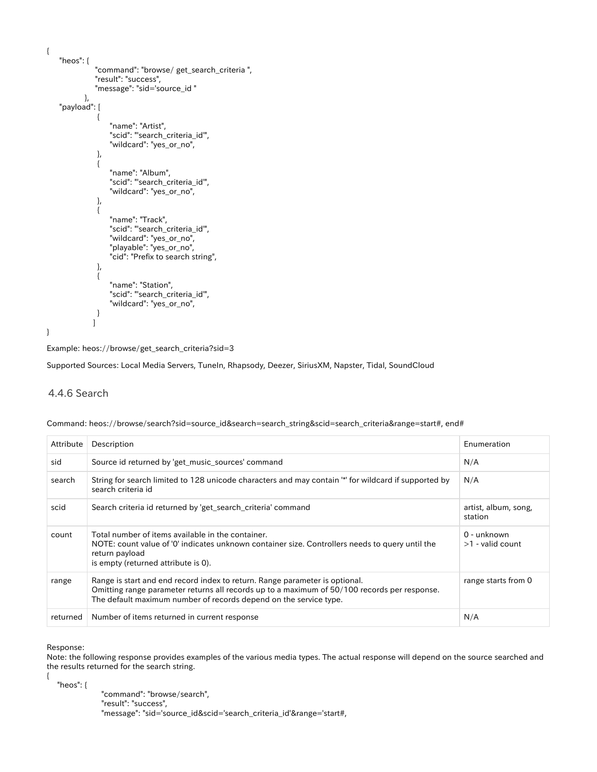```
{
    "heos": {
                "command": "browse/ get_search_criteria ",
                "result": "success",
                "message": "sid='source_id "
            },
    "payload": [
                {
                    "name": "Artist",
                    "scid": "'search_criteria_id'",
                    "wildcard": "yes_or_no",
                },
                {
                    "name": "Album",
                    "scid": "'search_criteria_id'",
                    "wildcard": "yes_or_no",
                },
                {
                    "name": "Track",
                    "scid": "'search_criteria_id'",
                    "wildcard": "yes_or_no",
                    "playable": "yes_or_no",
                    "cid": "Prefix to search string",
                },
                {
                    "name": "Station",
                    "scid": "'search_criteria_id'",
                    "wildcard": "yes_or_no",
                }
              ]
}
```

Example: heos://browse/get_search_criteria?sid=3

Supported Sources: Local Media Servers, TuneIn, Rhapsody, Deezer, SiriusXM, Napster, Tidal, SoundCloud

### 4.4.6 Search

Command: heos://browse/search?sid=source_id&search=search_string&scid=search_criteria&range=start#, end#

| Attribute | Description | Enumeration |
|---|---|---|
| sid | Source id returned by 'get_music_sources' command | N/A |
| search | String for search limited to 128 unicode characters and may contain '*' for wildcard if supported by search criteria id | N/A |
| scid | Search criteria id returned by 'get_search_criteria' command | artist, album, song, station |
| count | Total number of items available in the container.<br>NOTE: count value of '0' indicates unknown container size. Controllers needs to query until the return payload<br>is empty (returned attribute is 0). | 0 - unknown<br>>1 - valid count |
| range | Range is start and end record index to return. Range parameter is optional.<br>Omitting range parameter returns all records up to a maximum of 50/100 records per response.<br>The default maximum number of records depend on the service type. | range starts from 0 |
| returned | Number of items returned in current response | N/A |

Response:
Note: the following response provides examples of the various media types. The actual response will depend on the source searched and the results returned for the search string.

```
{
    "heos": {
                "command": "browse/search",
                "result": "success",
                "message": "sid='source_id&scid='search_criteria_id'&range='start#,
```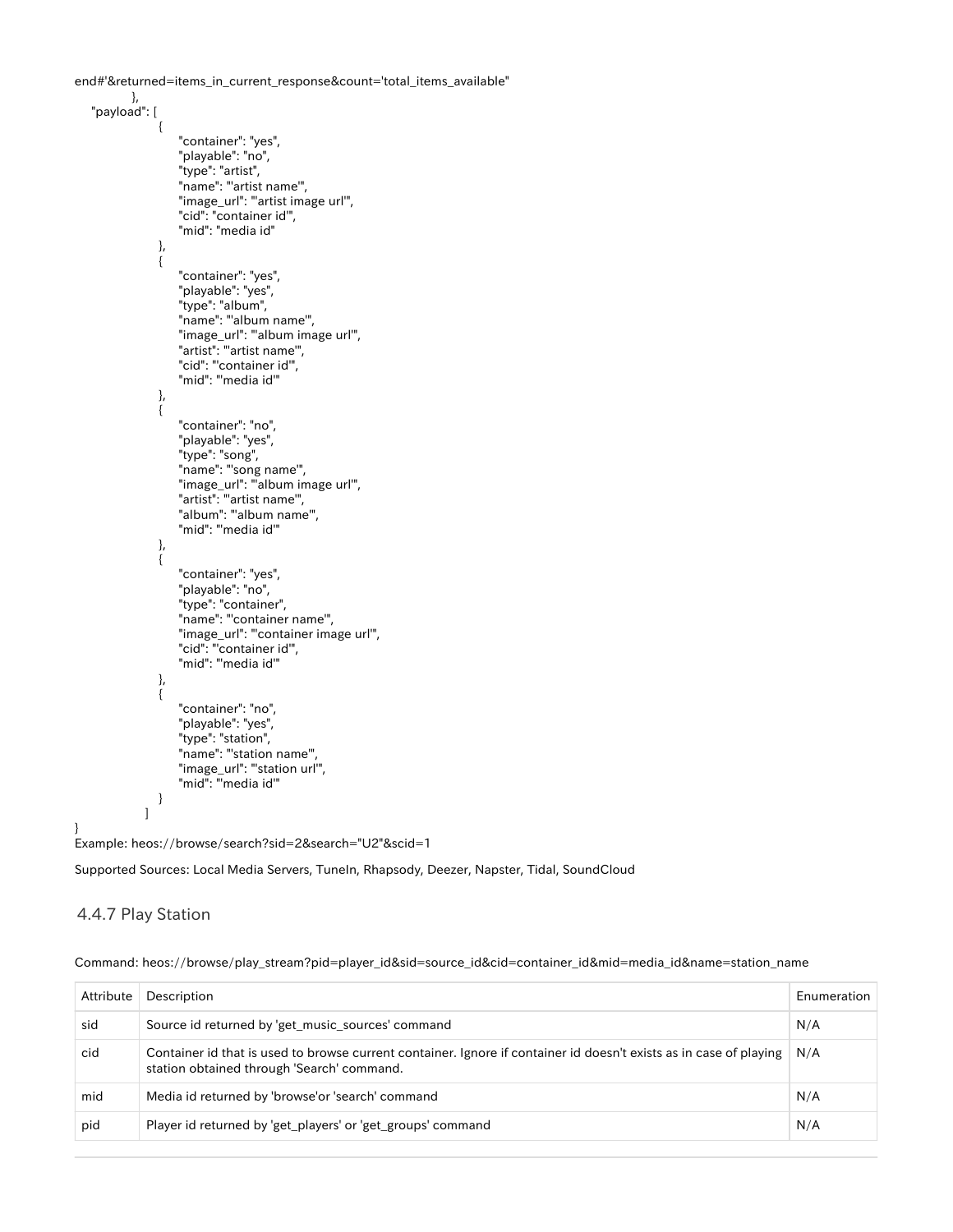```
end#'&returned=items_in_current_response&count='total_items_available"
            },
    "payload": [
                {
                    "container": "yes",
                    "playable": "no",
                    "type": "artist",
                    "name": "'artist name'",
                    "image_url": "'artist image url'",
                    "cid": "container id'",
                    "mid": "media id"
                },
                {
                    "container": "yes",
                    "playable": "yes",
                    "type": "album",
                    "name": "'album name'",
                    "image_url": "'album image url'",
                    "artist": "'artist name'",
                    "cid": "'container id'",
                    "mid": "'media id'"
                },
                {
                    "container": "no",
                    "playable": "yes",
                    "type": "song",
                    "name": "'song name'",
                    "image_url": "'album image url'",
                    "artist": "'artist name'",
                    "album": "'album name'",
                    "mid": "'media id'"
                },
                {
                    "container": "yes",
                    "playable": "no",
                    "type": "container",
                    "name": "'container name'",
                    "image_url": "'container image url'",
                    "cid": "'container id'",
                    "mid": "'media id'"
                },
                {
                    "container": "no",
                    "playable": "yes",
                    "type": "station",
                    "name": "'station name'",
                    "image_url": "'station url'",
                    "mid": "'media id'"
                }
            ]
}
```

Example: heos://browse/search?sid=2&search="U2"&scid=1

Supported Sources: Local Media Servers, TuneIn, Rhapsody, Deezer, Napster, Tidal, SoundCloud

### 4.4.7 Play Station

Command: heos://browse/play_stream?pid=player_id&sid=source_id&cid=container_id&mid=media_id&name=station_name

| Attribute | Description | Enumeration |
|---|---|---|
| sid | Source id returned by 'get_music_sources' command | N/A |
| cid | Container id that is used to browse current container. Ignore if container id doesn't exists as in case of playing station obtained through 'Search' command. | N/A |
| mid | Media id returned by 'browse'or 'search' command | N/A |
| pid | Player id returned by 'get_players' or 'get_groups' command | N/A |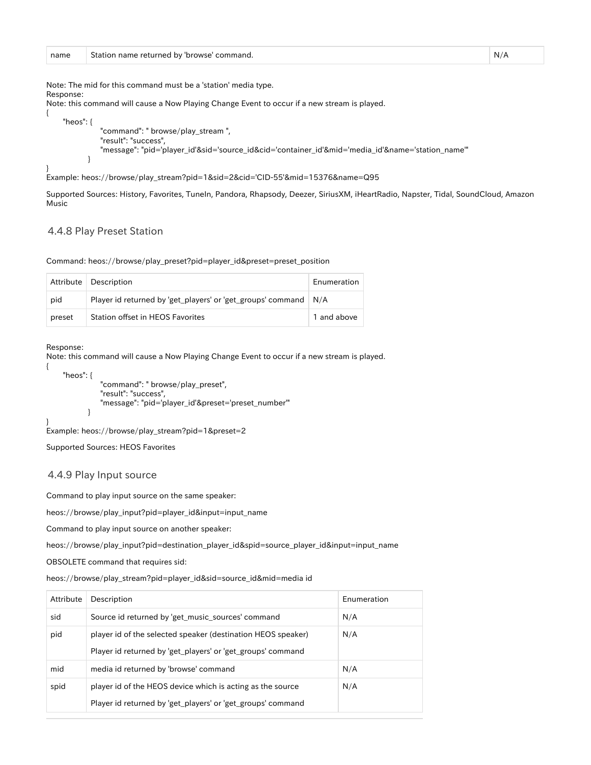| name | Station name returned by 'browse' command. | N/A |
|---|---|---|

Note: The mid for this command must be a 'station' media type.
Response:
Note: this command will cause a Now Playing Change Event to occur if a new stream is played.

```
{
    "heos": {
            "command": " browse/play_stream ",
            "result": "success",
            "message": "pid='player_id'&sid='source_id&cid='container_id'&mid='media_id'&name='station_name'"
        }
}
```

Example: heos://browse/play_stream?pid=1&sid=2&cid='CID-55'&mid=15376&name=Q95

Supported Sources: History, Favorites, TuneIn, Pandora, Rhapsody, Deezer, SiriusXM, iHeartRadio, Napster, Tidal, SoundCloud, Amazon Music

### 4.4.8 Play Preset Station

Command: heos://browse/play_preset?pid=player_id&preset=preset_position

| Attribute | Description | Enumeration |
|---|---|---|
| pid | Player id returned by 'get_players' or 'get_groups' command | N/A |
| preset | Station offset in HEOS Favorites | 1 and above |

Response:
Note: this command will cause a Now Playing Change Event to occur if a new stream is played.

```
{
    "heos": {
            "command": " browse/play_preset",
            "result": "success",
            "message": "pid='player_id'&preset='preset_number'"
        }
}
```

Example: heos://browse/play_stream?pid=1&preset=2

Supported Sources: HEOS Favorites

### 4.4.9 Play Input source

Command to play input source on the same speaker:

heos://browse/play_input?pid=player_id&input=input_name

Command to play input source on another speaker:

heos://browse/play_input?pid=destination_player_id&spid=source_player_id&input=input_name

OBSOLETE command that requires sid:

heos://browse/play_stream?pid=player_id&sid=source_id&mid=media id

| Attribute | Description | Enumeration |
|---|---|---|
| sid | Source id returned by 'get_music_sources' command | N/A |
| pid | player id of the selected speaker (destination HEOS speaker)<br>Player id returned by 'get_players' or 'get_groups' command | N/A |
| mid | media id returned by 'browse' command | N/A |
| spid | player id of the HEOS device which is acting as the source<br>Player id returned by 'get_players' or 'get_groups' command | N/A |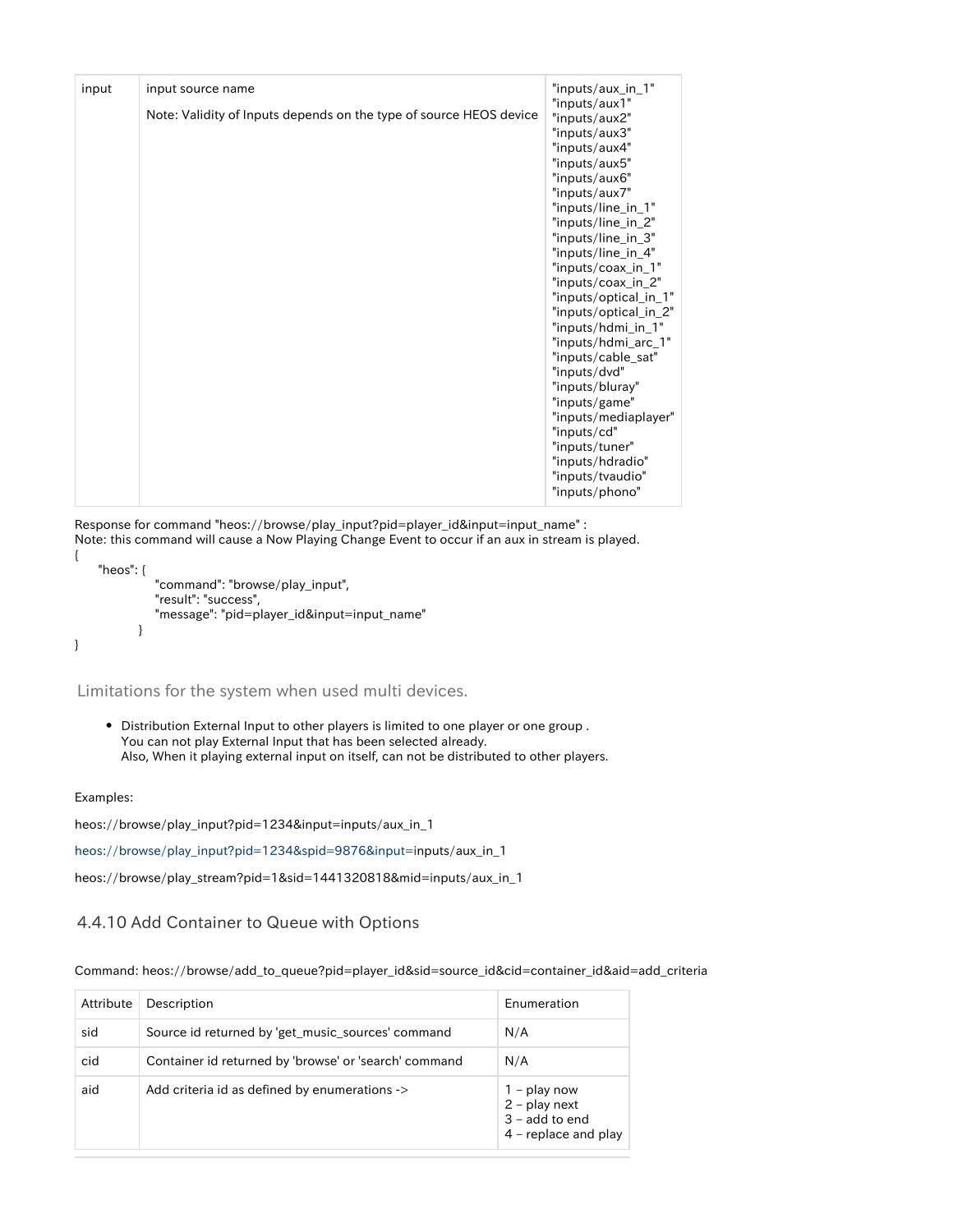| input | input source name<br><br>Note: Validity of Inputs depends on the type of source HEOS device | "inputs/aux_in_1"<br>"inputs/aux1"<br>"inputs/aux2"<br>"inputs/aux3"<br>"inputs/aux4"<br>"inputs/aux5"<br>"inputs/aux6"<br>"inputs/aux7"<br>"inputs/line_in_1"<br>"inputs/line_in_2"<br>"inputs/line_in_3"<br>"inputs/line_in_4"<br>"inputs/coax_in_1"<br>"inputs/coax_in_2"<br>"inputs/optical_in_1"<br>"inputs/optical_in_2"<br>"inputs/hdmi_in_1"<br>"inputs/hdmi_arc_1"<br>"inputs/cable_sat"<br>"inputs/dvd"<br>"inputs/bluray"<br>"inputs/game"<br>"inputs/mediaplayer"<br>"inputs/cd"<br>"inputs/tuner"<br>"inputs/hdradio"<br>"inputs/tvaudio"<br>"inputs/phono" |
|---|---|---|

Response for command "heos://browse/play_input?pid=player_id&input=input_name" :
Note: this command will cause a Now Playing Change Event to occur if an aux in stream is played.

```
{
    "heos": {
            "command": "browse/play_input",
            "result": "success",
            "message": "pid=player_id&input=input_name"
          }
}
```

### Limitations for the system when used multi devices.

- Distribution External Input to other players is limited to one player or one group .
  You can not play External Input that has been selected already.
  Also, When it playing external input on itself, can not be distributed to other players.

Examples:

heos://browse/play_input?pid=1234&input=inputs/aux_in_1

heos://browse/play_input?pid=1234&spid=9876&input=inputs/aux_in_1

heos://browse/play_stream?pid=1&sid=1441320818&mid=inputs/aux_in_1

### 4.4.10 Add Container to Queue with Options

Command: heos://browse/add_to_queue?pid=player_id&sid=source_id&cid=container_id&aid=add_criteria

| Attribute | Description | Enumeration |
|---|---|---|
| sid | Source id returned by 'get_music_sources' command | N/A |
| cid | Container id returned by 'browse' or 'search' command | N/A |
| aid | Add criteria id as defined by enumerations -> | 1 – play now<br>2 – play next<br>3 – add to end<br>4 – replace and play |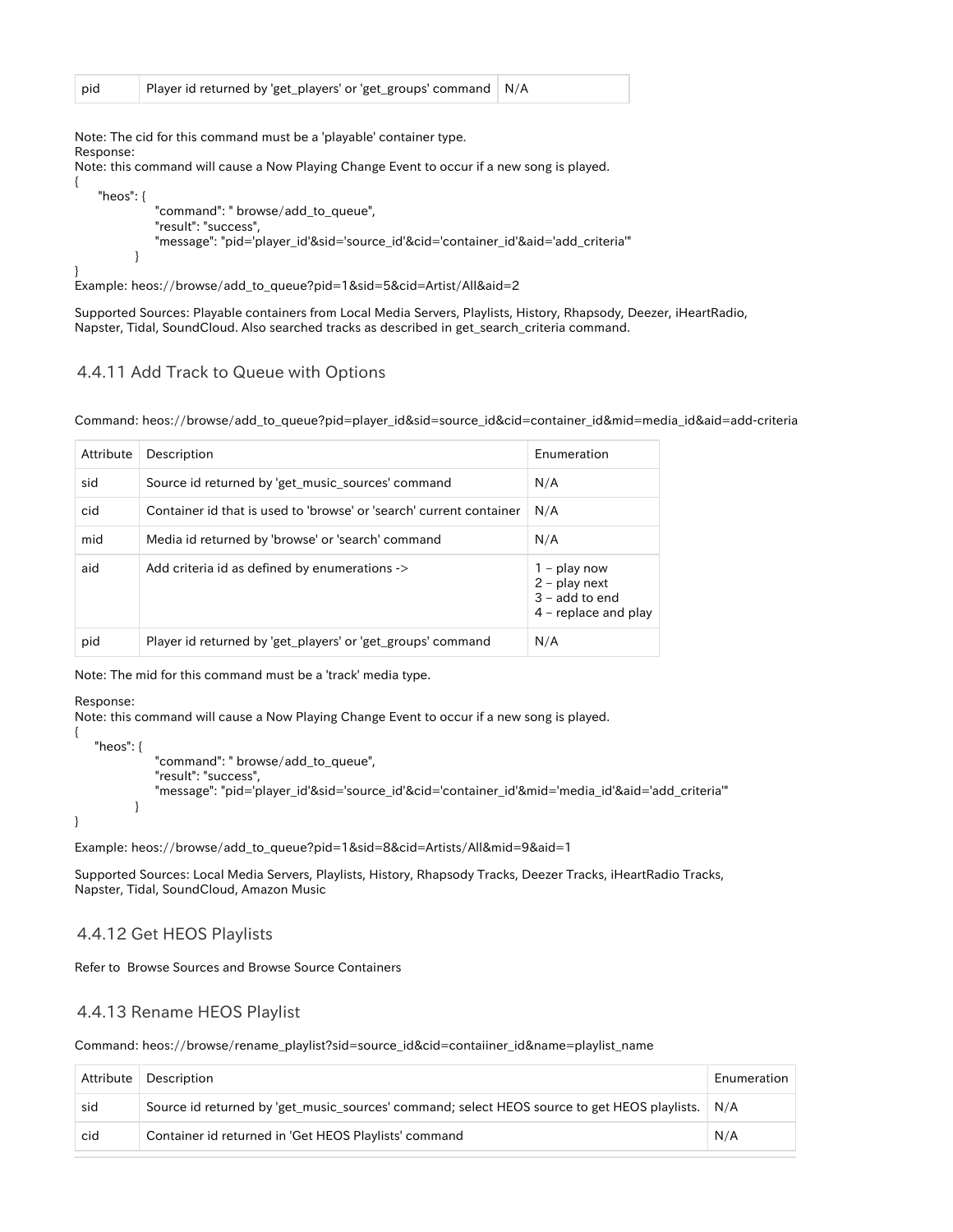| pid | Player id returned by 'get_players' or 'get_groups' command | N/A |
|---|---|---|

Note: The cid for this command must be a 'playable' container type.
Response:
Note: this command will cause a Now Playing Change Event to occur if a new song is played.

```
{
      "heos": {
               "command": " browse/add_to_queue",
               "result": "success",
               "message": "pid='player_id'&sid='source_id'&cid='container_id'&aid='add_criteria'"
           }
}
```

Example: heos://browse/add_to_queue?pid=1&sid=5&cid=Artist/All&aid=2

Supported Sources: Playable containers from Local Media Servers, Playlists, History, Rhapsody, Deezer, iHeartRadio, Napster, Tidal, SoundCloud. Also searched tracks as described in get_search_criteria command.

### 4.4.11 Add Track to Queue with Options

Command: heos://browse/add_to_queue?pid=player_id&sid=source_id&cid=container_id&mid=media_id&aid=add-criteria

| Attribute | Description | Enumeration |
|---|---|---|
| sid | Source id returned by 'get_music_sources' command | N/A |
| cid | Container id that is used to 'browse' or 'search' current container | N/A |
| mid | Media id returned by 'browse' or 'search' command | N/A |
| aid | Add criteria id as defined by enumerations -> | 1 – play now<br>2 – play next<br>3 – add to end<br>4 – replace and play |
| pid | Player id returned by 'get_players' or 'get_groups' command | N/A |

Note: The mid for this command must be a 'track' media type.

Response:
Note: this command will cause a Now Playing Change Event to occur if a new song is played.

```
{
     "heos": {
               "command": " browse/add_to_queue",
               "result": "success",
               "message": "pid='player_id'&sid='source_id'&cid='container_id'&mid='media_id'&aid='add_criteria'"
           }
}
```

Example: heos://browse/add_to_queue?pid=1&sid=8&cid=Artists/All&mid=9&aid=1

Supported Sources: Local Media Servers, Playlists, History, Rhapsody Tracks, Deezer Tracks, iHeartRadio Tracks, Napster, Tidal, SoundCloud, Amazon Music

### 4.4.12 Get HEOS Playlists

Refer to Browse Sources and Browse Source Containers

### 4.4.13 Rename HEOS Playlist

Command: heos://browse/rename_playlist?sid=source_id&cid=contaiiner_id&name=playlist_name

| Attribute | Description | Enumeration |
|---|---|---|
| sid | Source id returned by 'get_music_sources' command; select HEOS source to get HEOS playlists. | N/A |
| cid | Container id returned in 'Get HEOS Playlists' command | N/A |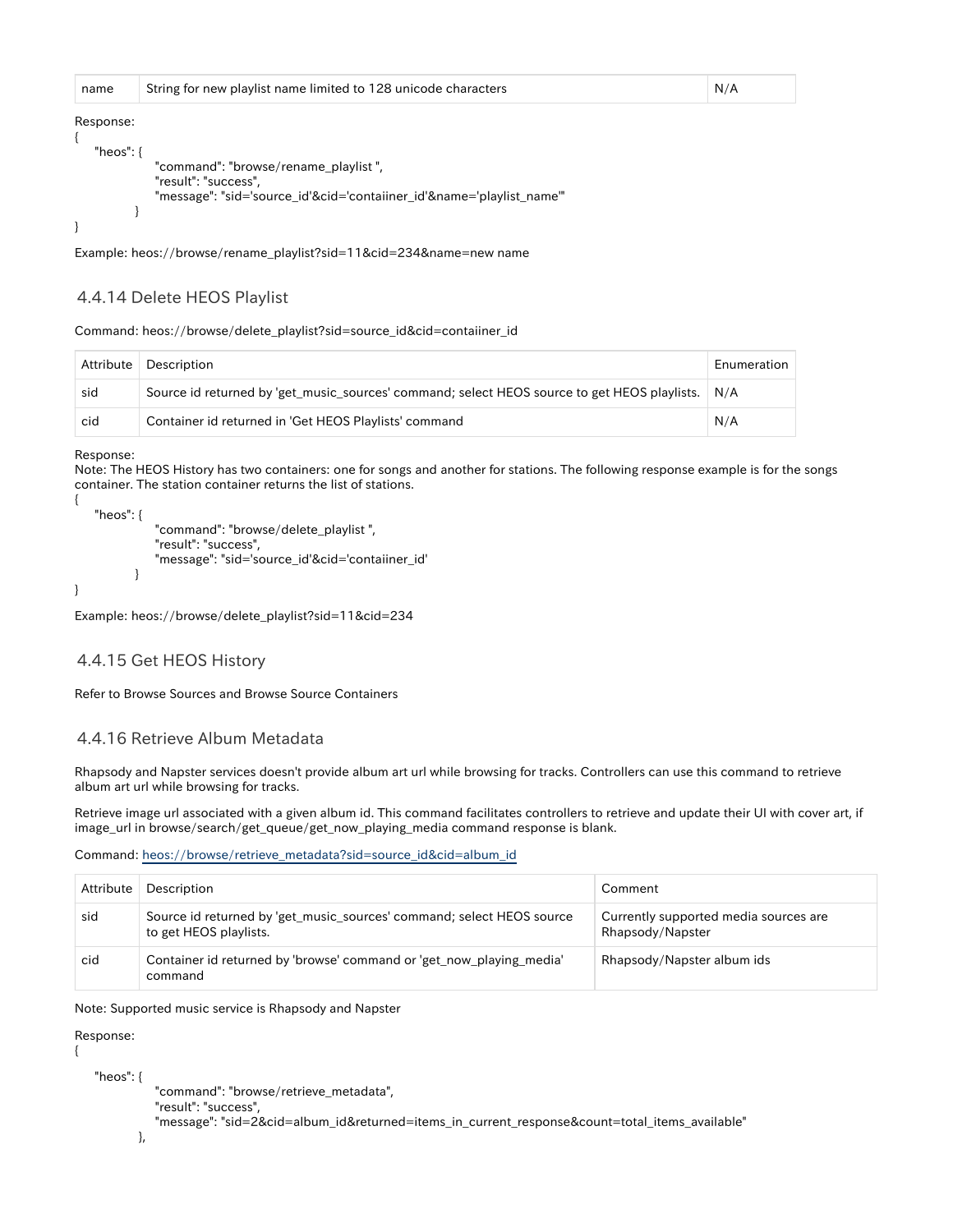| name | String for new playlist name limited to 128 unicode characters | N/A |
|---|---|---|

Response:

```
{
    "heos": {
                "command": "browse/rename_playlist ",
                "result": "success",
                "message": "sid='source_id'&cid='contaiiner_id'&name='playlist_name'"
            }
}
```

Example: heos://browse/rename_playlist?sid=11&cid=234&name=new name

### 4.4.14 Delete HEOS Playlist

Command: heos://browse/delete_playlist?sid=source_id&cid=contaiiner_id

| Attribute | Description | Enumeration |
|---|---|---|
| sid | Source id returned by 'get_music_sources' command; select HEOS source to get HEOS playlists. | N/A |
| cid | Container id returned in 'Get HEOS Playlists' command | N/A |

Response:
Note: The HEOS History has two containers: one for songs and another for stations. The following response example is for the songs container. The station container returns the list of stations.

```
{
    "heos": {
                "command": "browse/delete_playlist ",
                "result": "success",
                "message": "sid='source_id'&cid='contaiiner_id'
            }
}
```

Example: heos://browse/delete_playlist?sid=11&cid=234

### 4.4.15 Get HEOS History

Refer to Browse Sources and Browse Source Containers

### 4.4.16 Retrieve Album Metadata

Rhapsody and Napster services doesn't provide album art url while browsing for tracks. Controllers can use this command to retrieve album art url while browsing for tracks.

Retrieve image url associated with a given album id. This command facilitates controllers to retrieve and update their UI with cover art, if image_url in browse/search/get_queue/get_now_playing_media command response is blank.

Command: heos://browse/retrieve_metadata?sid=source_id&cid=album_id

| Attribute | Description | Comment |
|---|---|---|
| sid | Source id returned by 'get_music_sources' command; select HEOS source to get HEOS playlists. | Currently supported media sources are Rhapsody/Napster |
| cid | Container id returned by 'browse' command or 'get_now_playing_media' command | Rhapsody/Napster album ids |

Note: Supported music service is Rhapsody and Napster

Response:

```
{

    "heos": {
                "command": "browse/retrieve_metadata",
                "result": "success",
                "message": "sid=2&cid=album_id&returned=items_in_current_response&count=total_items_available"
            },
```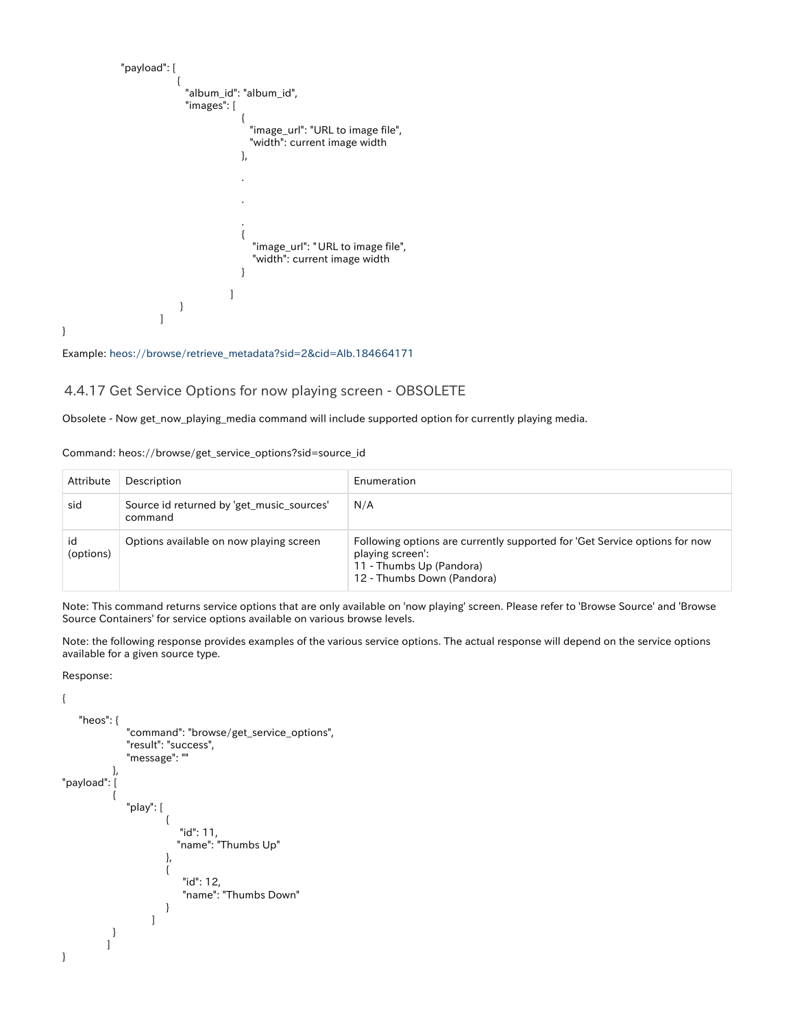```
            "payload": [
                        {
                          "album_id": "album_id",
                          "images": [
                                      {
                                        "image_url": "URL to image file",
                                        "width": current image width
                                      },
                                      .
                                      .
                                      .
                                      {
                                        "image_url": "URL to image file",
                                        "width": current image width
                                      }
                                    ]
                        }
                      ]
}
```

Example: heos://browse/retrieve_metadata?sid=2&cid=Alb.184664171

### 4.4.17 Get Service Options for now playing screen - OBSOLETE

Obsolete - Now get_now_playing_media command will include supported option for currently playing media.

Command: heos://browse/get_service_options?sid=source_id

| Attribute | Description | Enumeration |
|---|---|---|
| sid | Source id returned by 'get_music_sources' command | N/A |
| id (options) | Options available on now playing screen | Following options are currently supported for 'Get Service options for now playing screen':<br>11 - Thumbs Up (Pandora)<br>12 - Thumbs Down (Pandora) |

Note: This command returns service options that are only available on 'now playing' screen. Please refer to 'Browse Source' and 'Browse Source Containers' for service options available on various browse levels.

Note: the following response provides examples of the various service options. The actual response will depend on the service options available for a given source type.

Response:

```
{
    "heos": {
              "command": "browse/get_service_options",
              "result": "success",
              "message": ""
            },
"payload": [
            {
              "play": [
                        {
                          "id": 11,
                          "name": "Thumbs Up"
                        },
                        {
                          "id": 12,
                          "name": "Thumbs Down"
                        }
                      ]
            }
          ]
}
```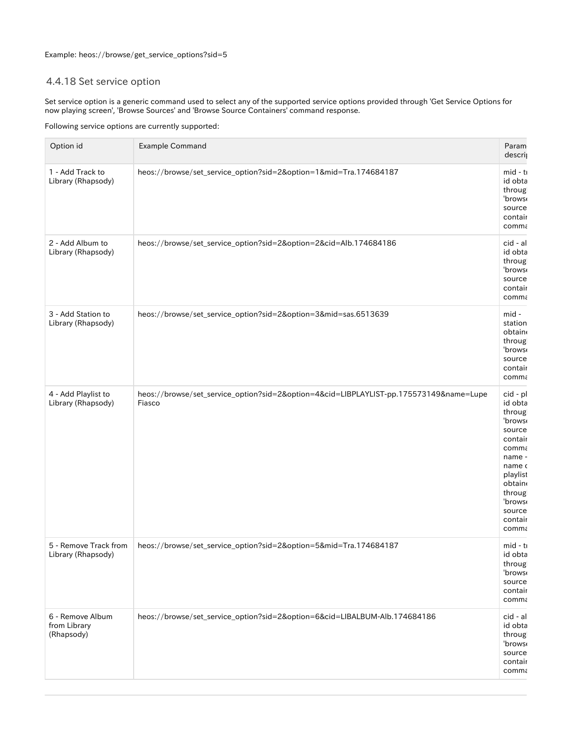Example: heos://browse/get_service_options?sid=5

### 4.4.18 Set service option

Set service option is a generic command used to select any of the supported service options provided through 'Get Service Options for now playing screen', 'Browse Sources' and 'Browse Source Containers' command response.

Following service options are currently supported:

| Option id | Example Command | Parameter description |
| --- | --- | --- |
| 1 - Add Track to Library (Rhapsody) | heos://browse/set_service_option?sid=2&option=1&mid=Tra.174684187 | mid - track id obtained through 'browse source containers' command |
| 2 - Add Album to Library (Rhapsody) | heos://browse/set_service_option?sid=2&option=2&cid=Alb.174684186 | cid - album id obtained through 'browse source containers' command |
| 3 - Add Station to Library (Rhapsody) | heos://browse/set_service_option?sid=2&option=3&mid=sas.6513639 | mid - station id obtained through 'browse source containers' command |
| 4 - Add Playlist to Library (Rhapsody) | heos://browse/set_service_option?sid=2&option=4&cid=LIBPLAYLIST-pp.175573149&name=Lupe Fiasco | cid - playlist id obtained through 'browse source containers' command<br>name - name of playlist obtained through 'browse source containers' command |
| 5 - Remove Track from Library (Rhapsody) | heos://browse/set_service_option?sid=2&option=5&mid=Tra.174684187 | mid - track id obtained through 'browse source containers' command |
| 6 - Remove Album from Library (Rhapsody) | heos://browse/set_service_option?sid=2&option=6&cid=LIBALBUM-Alb.174684186 | cid - album id obtained through 'browse source containers' command |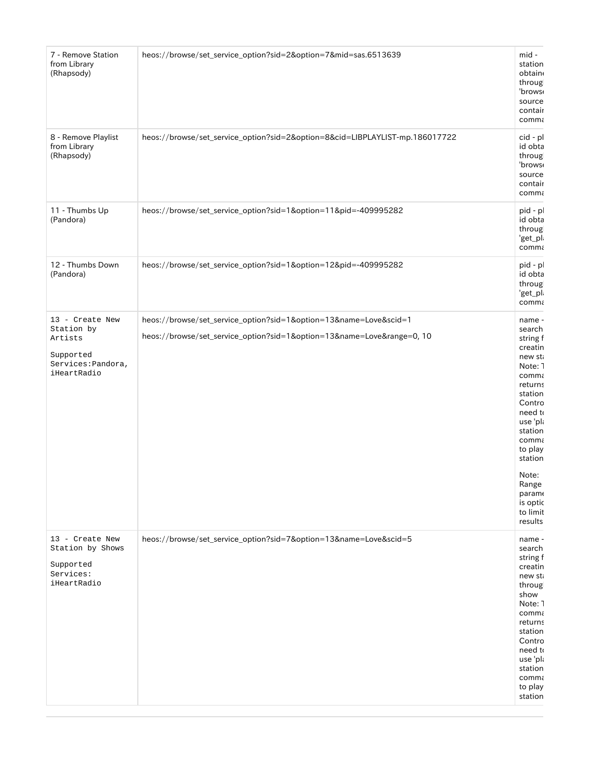| 7 - Remove Station from Library (Rhapsody) | heos://browse/set_service_option?sid=2&option=7&mid=sas.6513639 | mid - station obtaine throug 'browse source contain comma |
|---|---|---|
| 8 - Remove Playlist from Library (Rhapsody) | heos://browse/set_service_option?sid=2&option=8&cid=LIBPLAYLIST-mp.186017722 | cid - pl id obta throug 'browse source contain comma |
| 11 - Thumbs Up (Pandora) | heos://browse/set_service_option?sid=1&option=11&pid=-409995282 | pid - pl id obta throug 'get_pl comma |
| 12 - Thumbs Down (Pandora) | heos://browse/set_service_option?sid=1&option=12&pid=-409995282 | pid - pl id obta throug 'get_pl comma |
| 13 - Create New Station by Artists<br><br>Supported Services:Pandora, iHeartRadio | heos://browse/set_service_option?sid=1&option=13&name=Love&scid=1<br><br>heos://browse/set_service_option?sid=1&option=13&name=Love&range=0, 10 | name - search string f creatin new sta Note: T comma returns station Contro need to use 'pla station comma to play station<br><br>Note: Range parame is optic to limit results |
| 13 - Create New Station by Shows<br><br>Supported Services: iHeartRadio | heos://browse/set_service_option?sid=7&option=13&name=Love&scid=5 | name - search string f creatin new sta throug show Note: T comma returns station Contro need to use 'pla station comma to play station |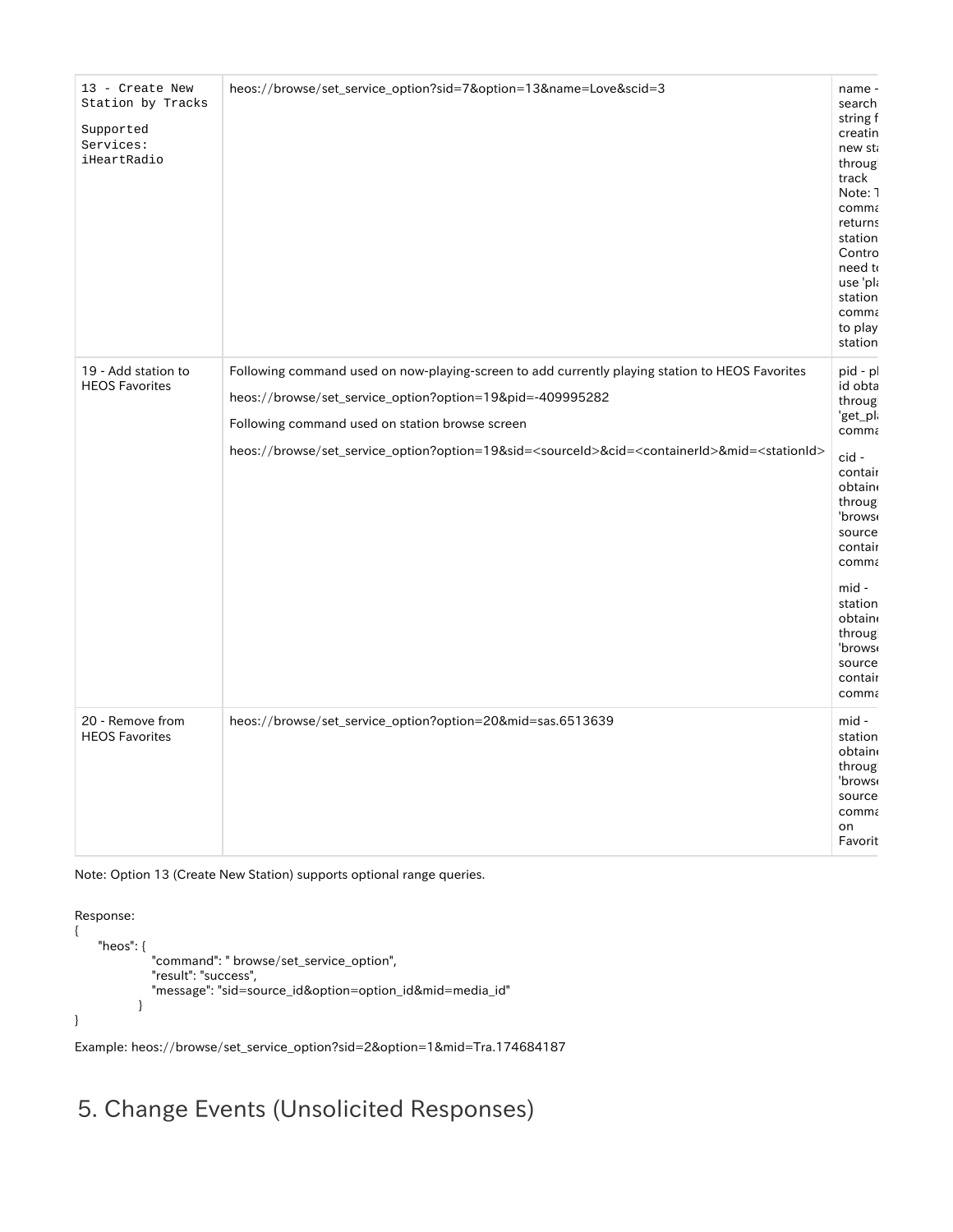| 13 - Create New Station by Tracks<br><br>Supported Services: iHeartRadio | heos://browse/set_service_option?sid=7&option=13&name=Love&scid=3 | name - search string f creatin new sta throug track Note: T comma returns station Contro need t use 'pla station comma to play station |
| --- | --- | --- |
| 19 - Add station to HEOS Favorites | Following command used on now-playing-screen to add currently playing station to HEOS Favorites<br><br>heos://browse/set_service_option?option=19&pid=-409995282<br><br>Following command used on station browse screen<br><br>heos://browse/set_service_option?option=19&sid=<sourceId>&cid=<containerId>&mid=<stationId> | pid - pl id obta throug 'get_pl comma<br><br>cid - contain obtain throug 'browse source contain comma<br><br>mid - station obtain throug 'browse source contain comma |
| 20 - Remove from HEOS Favorites | heos://browse/set_service_option?option=20&mid=sas.6513639 | mid - station obtain throug 'browse source comma on Favorit |

Note: Option 13 (Create New Station) supports optional range queries.

Response:

```
{
    "heos": {
            "command": " browse/set_service_option",
            "result": "success",
            "message": "sid=source_id&option=option_id&mid=media_id"
          }
}
```

Example: heos://browse/set_service_option?sid=2&option=1&mid=Tra.174684187

# 5. Change Events (Unsolicited Responses)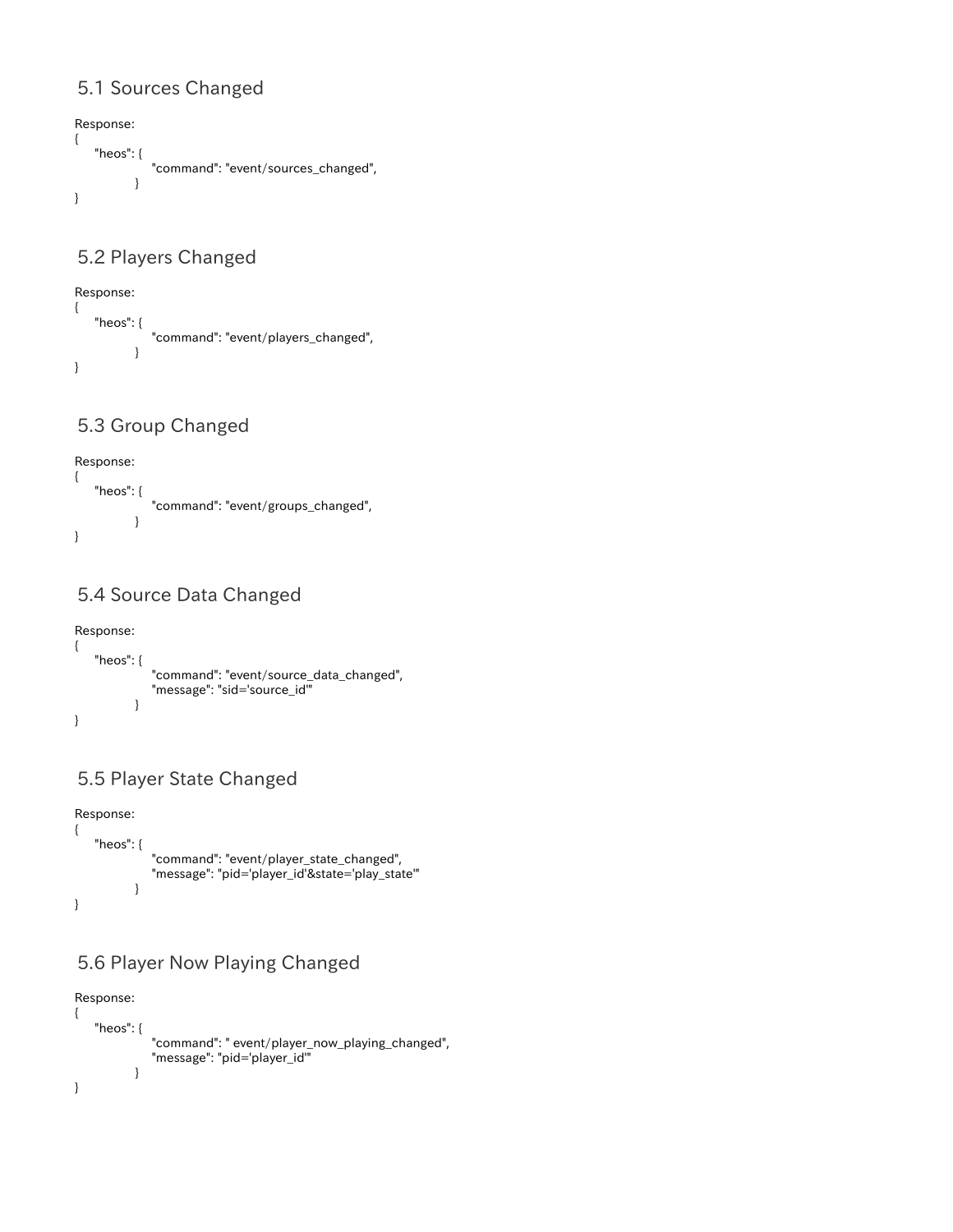## 5.1 Sources Changed

Response:

```
{
    "heos": {
                "command": "event/sources_changed",
            }
}
```

## 5.2 Players Changed

Response:

```
{
    "heos": {
                "command": "event/players_changed",
            }
}
```

## 5.3 Group Changed

Response:

```
{
    "heos": {
                "command": "event/groups_changed",
            }
}
```

## 5.4 Source Data Changed

Response:

```
{
    "heos": {
                "command": "event/source_data_changed",
                "message": "sid='source_id'"
            }
}
```

## 5.5 Player State Changed

Response:

```
{
    "heos": {
                "command": "event/player_state_changed",
                "message": "pid='player_id'&state='play_state'"
            }
}
```

## 5.6 Player Now Playing Changed

Response:

```
{
    "heos": {
                "command": " event/player_now_playing_changed",
                "message": "pid='player_id'"
            }
}
```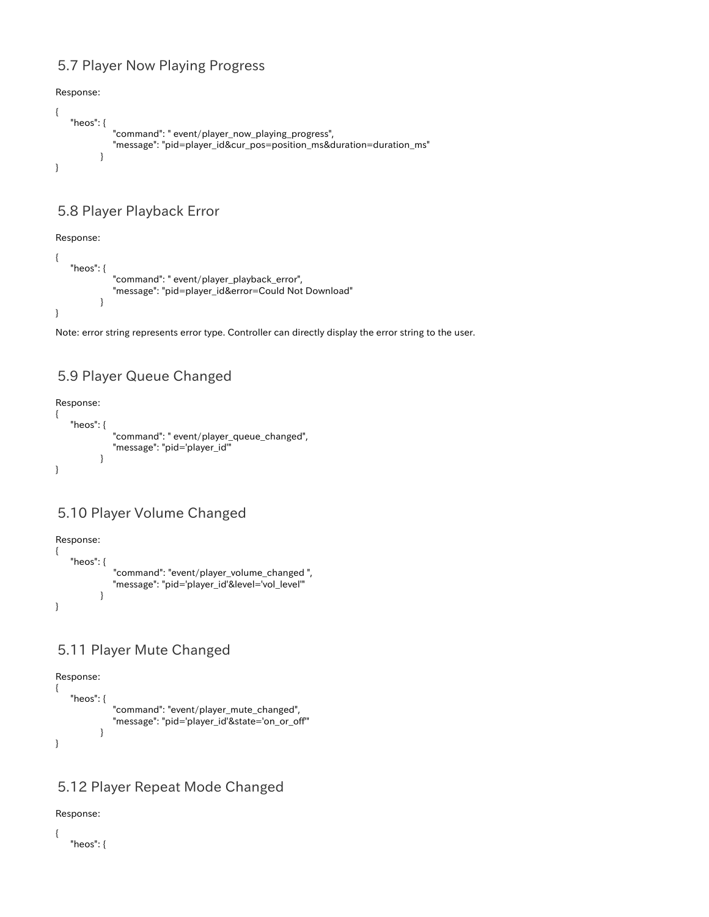## 5.7 Player Now Playing Progress

Response:

```
{
    "heos": {
                "command": " event/player_now_playing_progress",
                "message": "pid=player_id&cur_pos=position_ms&duration=duration_ms"
            }
}
```

## 5.8 Player Playback Error

Response:

```
{
    "heos": {
                "command": " event/player_playback_error",
                "message": "pid=player_id&error=Could Not Download"
            }
}
```

Note: error string represents error type. Controller can directly display the error string to the user.

## 5.9 Player Queue Changed

Response:

```
{
    "heos": {
                "command": " event/player_queue_changed",
                "message": "pid='player_id'"
            }
}
```

## 5.10 Player Volume Changed

Response:

```
{
    "heos": {
                "command": "event/player_volume_changed ",
                "message": "pid='player_id'&level='vol_level'"
            }
}
```

## 5.11 Player Mute Changed

Response:

```
{
    "heos": {
                "command": "event/player_mute_changed",
                "message": "pid='player_id'&state='on_or_off'"
            }
}
```

## 5.12 Player Repeat Mode Changed

Response:

```
{
    "heos": {
```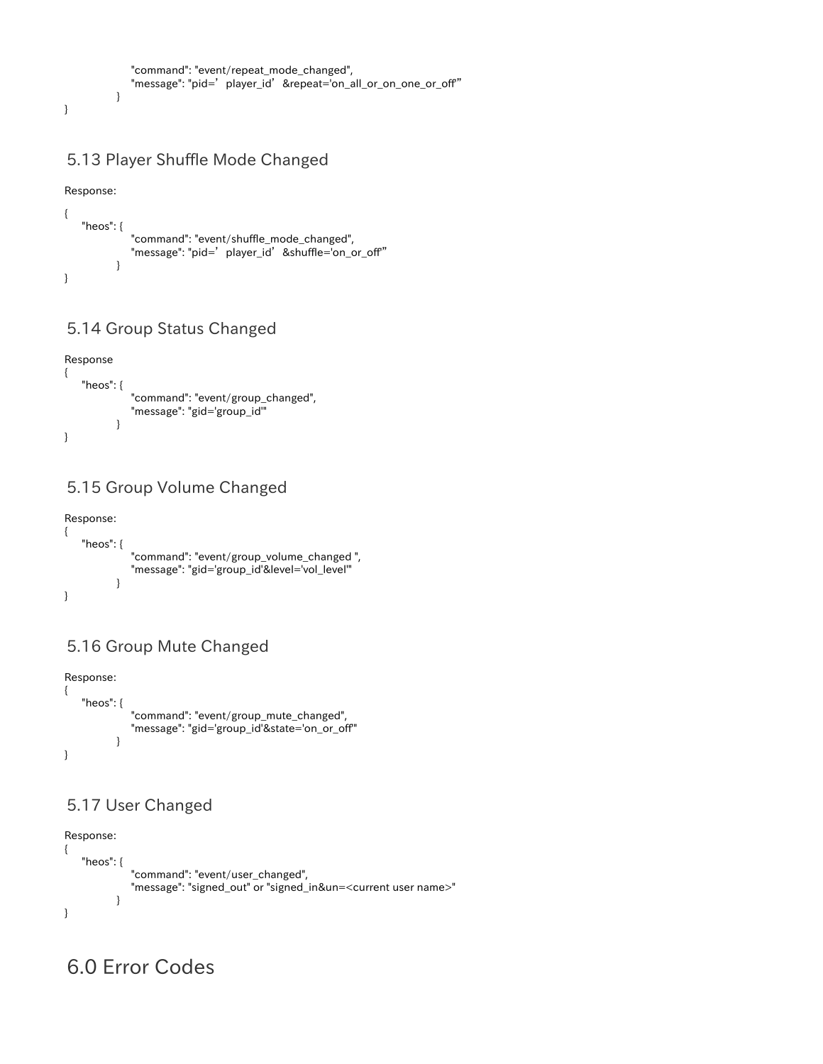```
            "command": "event/repeat_mode_changed",
            "message": "pid=’player_id’&repeat='on_all_or_on_one_or_off”
        }
}
```

## 5.13 Player Shuffle Mode Changed

Response:

```
{
    "heos": {
            "command": "event/shuffle_mode_changed",
            "message": "pid=’player_id’&shuffle='on_or_off”
        }
}
```

## 5.14 Group Status Changed

Response

```
{
    "heos": {
            "command": "event/group_changed",
            "message": "gid='group_id'"
        }
}
```

## 5.15 Group Volume Changed

Response:

```
{
    "heos": {
            "command": "event/group_volume_changed ",
            "message": "gid='group_id'&level='vol_level'"
        }
}
```

## 5.16 Group Mute Changed

Response:

```
{
    "heos": {
            "command": "event/group_mute_changed",
            "message": "gid='group_id'&state='on_or_off'"
        }
}
```

## 5.17 User Changed

Response:

```
{
    "heos": {
            "command": "event/user_changed",
            "message": "signed_out" or "signed_in&un=<current user name>"
        }
}
```

# 6.0 Error Codes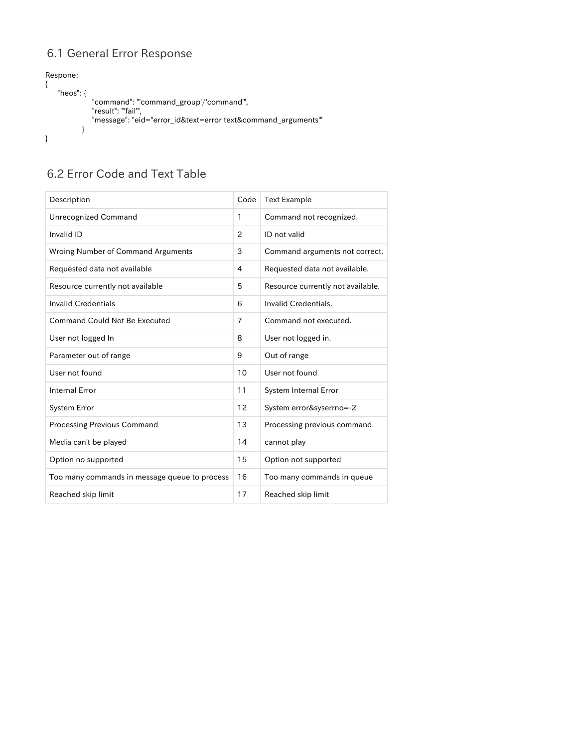## 6.1 General Error Response

Respone:

```
{
    "heos": {
                "command": "'command_group'/'command'",
                "result": "'fail'",
                "message": "eid="error_id&text=error text&command_arguments'"
            }
}
```

## 6.2 Error Code and Text Table

| Description | Code | Text Example |
|---|---|---|
| Unrecognized Command | 1 | Command not recognized. |
| Invalid ID | 2 | ID not valid |
| Wroing Number of Command Arguments | 3 | Command arguments not correct. |
| Requested data not available | 4 | Requested data not available. |
| Resource currently not available | 5 | Resource currently not available. |
| Invalid Credentials | 6 | Invalid Credentials. |
| Command Could Not Be Executed | 7 | Command not executed. |
| User not logged In | 8 | User not logged in. |
| Parameter out of range | 9 | Out of range |
| User not found | 10 | User not found |
| Internal Error | 11 | System Internal Error |
| System Error | 12 | System error&syserrno=-2 |
| Processing Previous Command | 13 | Processing previous command |
| Media can't be played | 14 | cannot play |
| Option no supported | 15 | Option not supported |
| Too many commands in message queue to process | 16 | Too many commands in queue |
| Reached skip limit | 17 | Reached skip limit |